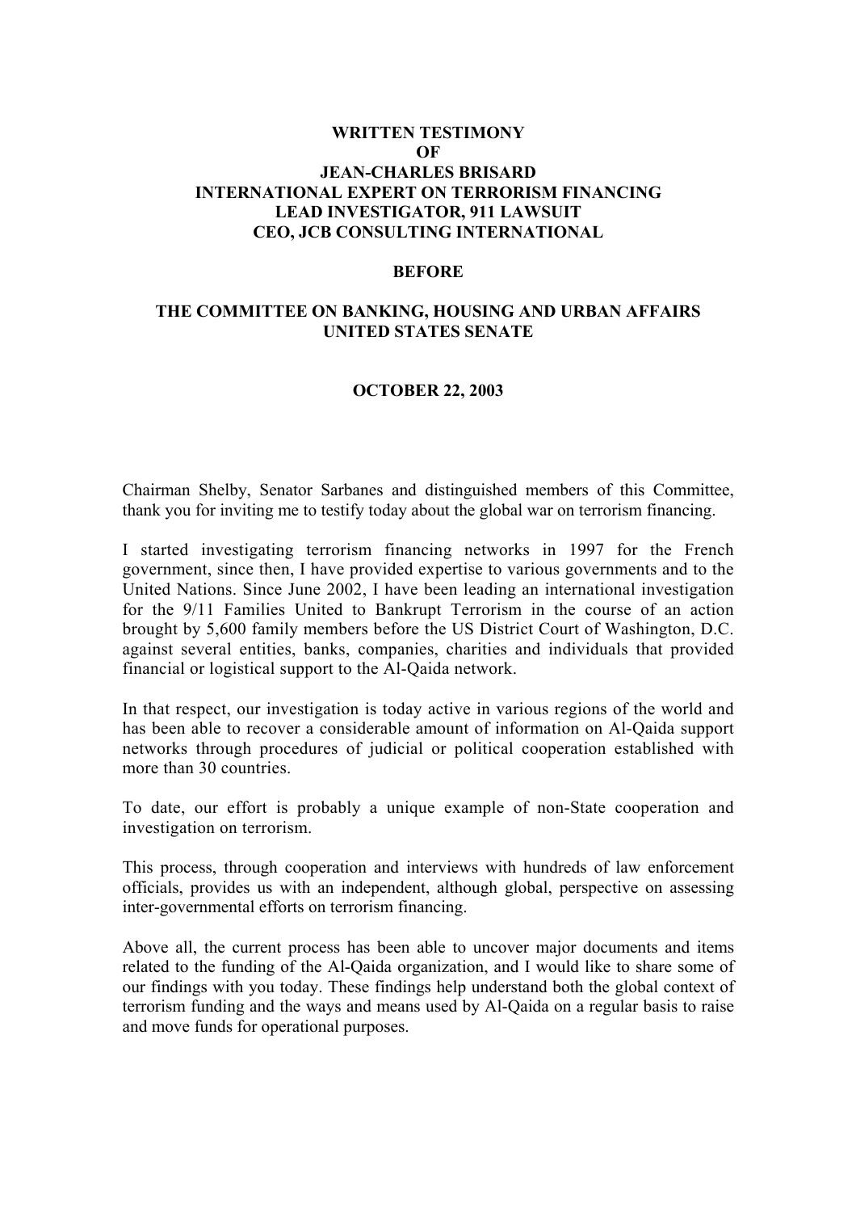**WRITTEN TESTIMONY**
**OF**
**JEAN-CHARLES BRISARD**
**INTERNATIONAL EXPERT ON TERRORISM FINANCING**
**LEAD INVESTIGATOR, 911 LAWSUIT**
**CEO, JCB CONSULTING INTERNATIONAL**

**BEFORE**

**THE COMMITTEE ON BANKING, HOUSING AND URBAN AFFAIRS**
**UNITED STATES SENATE**

**OCTOBER 22, 2003**

Chairman Shelby, Senator Sarbanes and distinguished members of this Committee, thank you for inviting me to testify today about the global war on terrorism financing.

I started investigating terrorism financing networks in 1997 for the French government, since then, I have provided expertise to various governments and to the United Nations. Since June 2002, I have been leading an international investigation for the 9/11 Families United to Bankrupt Terrorism in the course of an action brought by 5,600 family members before the US District Court of Washington, D.C. against several entities, banks, companies, charities and individuals that provided financial or logistical support to the Al-Qaida network.

In that respect, our investigation is today active in various regions of the world and has been able to recover a considerable amount of information on Al-Qaida support networks through procedures of judicial or political cooperation established with more than 30 countries.

To date, our effort is probably a unique example of non-State cooperation and investigation on terrorism.

This process, through cooperation and interviews with hundreds of law enforcement officials, provides us with an independent, although global, perspective on assessing inter-governmental efforts on terrorism financing.

Above all, the current process has been able to uncover major documents and items related to the funding of the Al-Qaida organization, and I would like to share some of our findings with you today. These findings help understand both the global context of terrorism funding and the ways and means used by Al-Qaida on a regular basis to raise and move funds for operational purposes.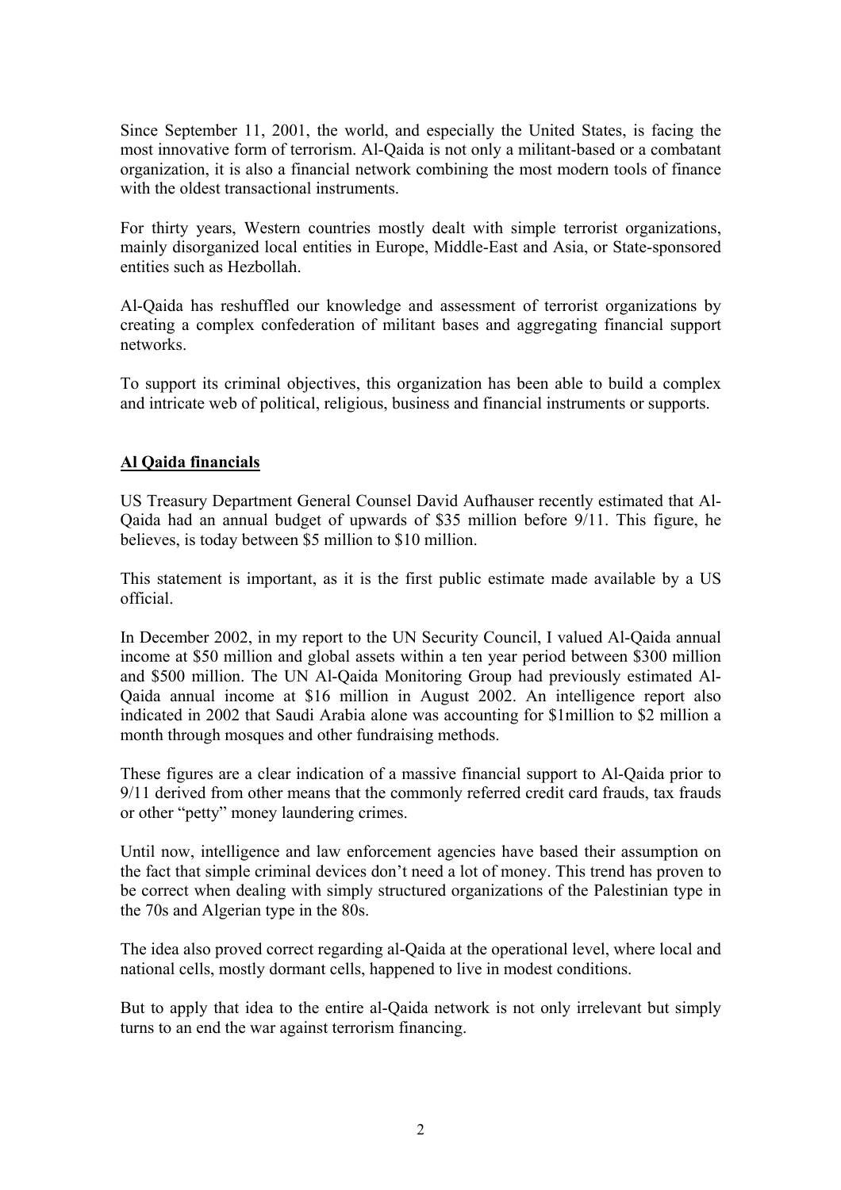Since September 11, 2001, the world, and especially the United States, is facing the most innovative form of terrorism. Al-Qaida is not only a militant-based or a combatant organization, it is also a financial network combining the most modern tools of finance with the oldest transactional instruments.

For thirty years, Western countries mostly dealt with simple terrorist organizations, mainly disorganized local entities in Europe, Middle-East and Asia, or State-sponsored entities such as Hezbollah.

Al-Qaida has reshuffled our knowledge and assessment of terrorist organizations by creating a complex confederation of militant bases and aggregating financial support networks.

To support its criminal objectives, this organization has been able to build a complex and intricate web of political, religious, business and financial instruments or supports.

## Al Qaida financials

US Treasury Department General Counsel David Aufhauser recently estimated that Al-Qaida had an annual budget of upwards of $35 million before 9/11. This figure, he believes, is today between $5 million to $10 million.

This statement is important, as it is the first public estimate made available by a US official.

In December 2002, in my report to the UN Security Council, I valued Al-Qaida annual income at $50 million and global assets within a ten year period between $300 million and $500 million. The UN Al-Qaida Monitoring Group had previously estimated Al-Qaida annual income at $16 million in August 2002. An intelligence report also indicated in 2002 that Saudi Arabia alone was accounting for $1million to $2 million a month through mosques and other fundraising methods.

These figures are a clear indication of a massive financial support to Al-Qaida prior to 9/11 derived from other means that the commonly referred credit card frauds, tax frauds or other "petty" money laundering crimes.

Until now, intelligence and law enforcement agencies have based their assumption on the fact that simple criminal devices don't need a lot of money. This trend has proven to be correct when dealing with simply structured organizations of the Palestinian type in the 70s and Algerian type in the 80s.

The idea also proved correct regarding al-Qaida at the operational level, where local and national cells, mostly dormant cells, happened to live in modest conditions.

But to apply that idea to the entire al-Qaida network is not only irrelevant but simply turns to an end the war against terrorism financing.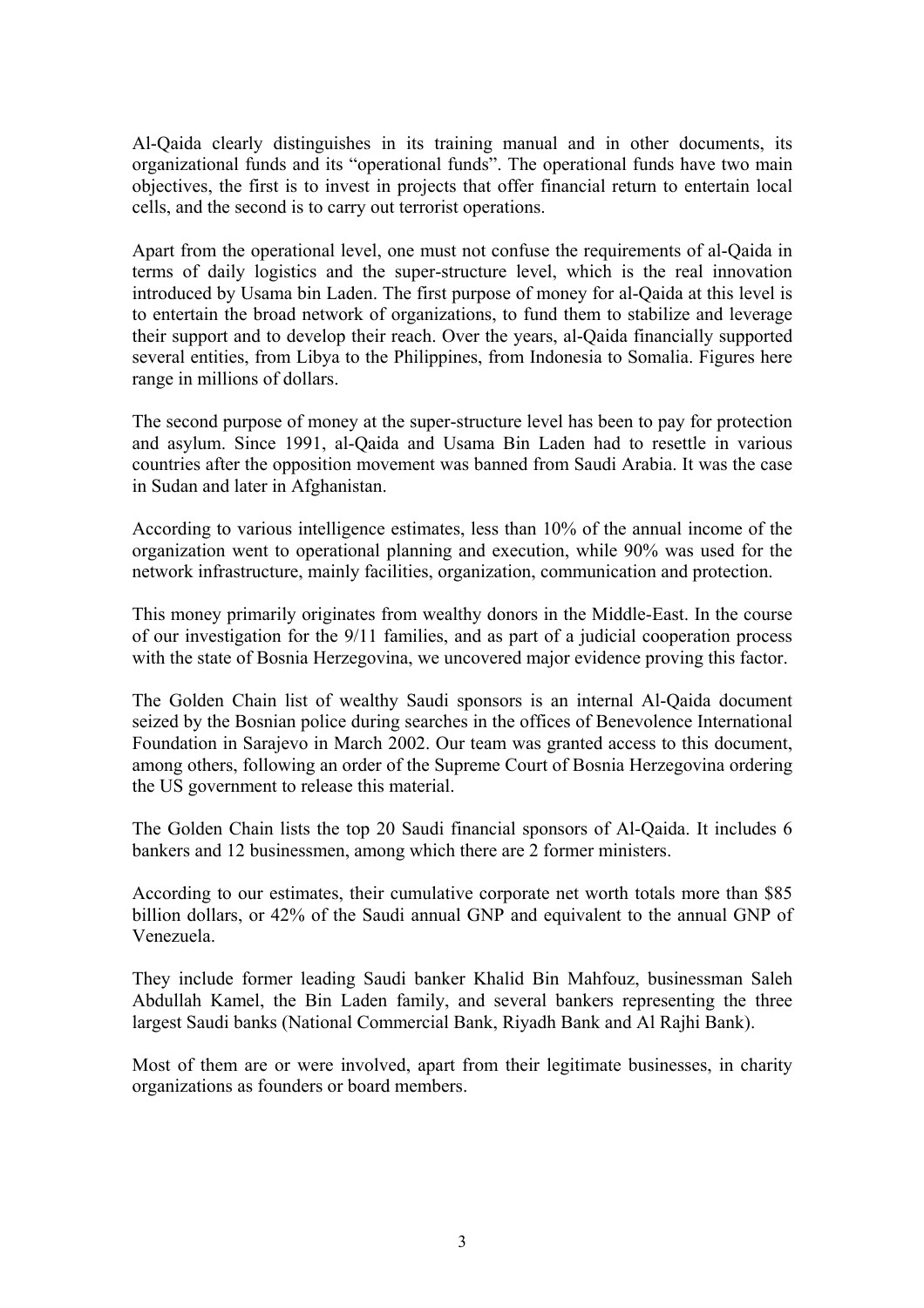Al-Qaida clearly distinguishes in its training manual and in other documents, its organizational funds and its "operational funds". The operational funds have two main objectives, the first is to invest in projects that offer financial return to entertain local cells, and the second is to carry out terrorist operations.

Apart from the operational level, one must not confuse the requirements of al-Qaida in terms of daily logistics and the super-structure level, which is the real innovation introduced by Usama bin Laden. The first purpose of money for al-Qaida at this level is to entertain the broad network of organizations, to fund them to stabilize and leverage their support and to develop their reach. Over the years, al-Qaida financially supported several entities, from Libya to the Philippines, from Indonesia to Somalia. Figures here range in millions of dollars.

The second purpose of money at the super-structure level has been to pay for protection and asylum. Since 1991, al-Qaida and Usama Bin Laden had to resettle in various countries after the opposition movement was banned from Saudi Arabia. It was the case in Sudan and later in Afghanistan.

According to various intelligence estimates, less than 10% of the annual income of the organization went to operational planning and execution, while 90% was used for the network infrastructure, mainly facilities, organization, communication and protection.

This money primarily originates from wealthy donors in the Middle-East. In the course of our investigation for the 9/11 families, and as part of a judicial cooperation process with the state of Bosnia Herzegovina, we uncovered major evidence proving this factor.

The Golden Chain list of wealthy Saudi sponsors is an internal Al-Qaida document seized by the Bosnian police during searches in the offices of Benevolence International Foundation in Sarajevo in March 2002. Our team was granted access to this document, among others, following an order of the Supreme Court of Bosnia Herzegovina ordering the US government to release this material.

The Golden Chain lists the top 20 Saudi financial sponsors of Al-Qaida. It includes 6 bankers and 12 businessmen, among which there are 2 former ministers.

According to our estimates, their cumulative corporate net worth totals more than $85 billion dollars, or 42% of the Saudi annual GNP and equivalent to the annual GNP of Venezuela.

They include former leading Saudi banker Khalid Bin Mahfouz, businessman Saleh Abdullah Kamel, the Bin Laden family, and several bankers representing the three largest Saudi banks (National Commercial Bank, Riyadh Bank and Al Rajhi Bank).

Most of them are or were involved, apart from their legitimate businesses, in charity organizations as founders or board members.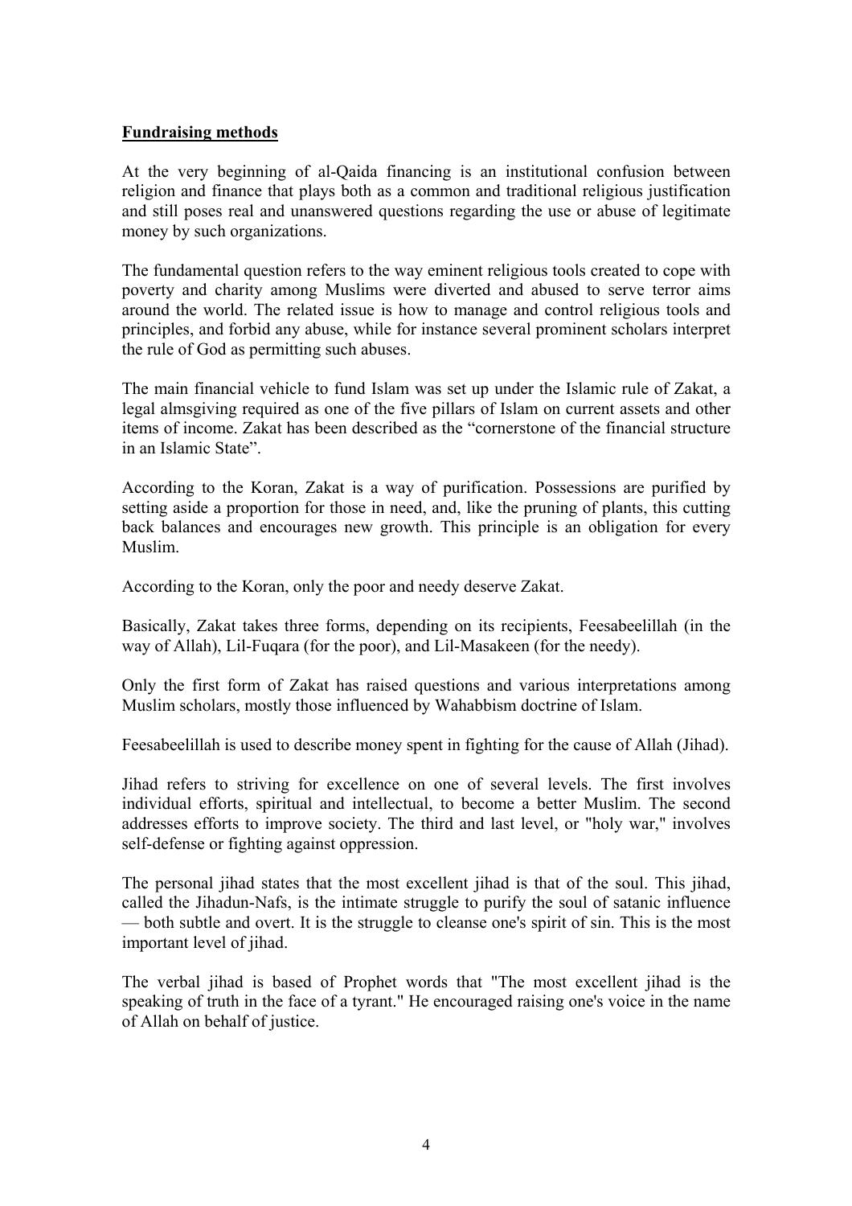**Fundraising methods**

At the very beginning of al-Qaida financing is an institutional confusion between religion and finance that plays both as a common and traditional religious justification and still poses real and unanswered questions regarding the use or abuse of legitimate money by such organizations.

The fundamental question refers to the way eminent religious tools created to cope with poverty and charity among Muslims were diverted and abused to serve terror aims around the world. The related issue is how to manage and control religious tools and principles, and forbid any abuse, while for instance several prominent scholars interpret the rule of God as permitting such abuses.

The main financial vehicle to fund Islam was set up under the Islamic rule of Zakat, a legal almsgiving required as one of the five pillars of Islam on current assets and other items of income. Zakat has been described as the "cornerstone of the financial structure in an Islamic State".

According to the Koran, Zakat is a way of purification. Possessions are purified by setting aside a proportion for those in need, and, like the pruning of plants, this cutting back balances and encourages new growth. This principle is an obligation for every Muslim.

According to the Koran, only the poor and needy deserve Zakat.

Basically, Zakat takes three forms, depending on its recipients, Feesabeelillah (in the way of Allah), Lil-Fuqara (for the poor), and Lil-Masakeen (for the needy).

Only the first form of Zakat has raised questions and various interpretations among Muslim scholars, mostly those influenced by Wahabbism doctrine of Islam.

Feesabeelillah is used to describe money spent in fighting for the cause of Allah (Jihad).

Jihad refers to striving for excellence on one of several levels. The first involves individual efforts, spiritual and intellectual, to become a better Muslim. The second addresses efforts to improve society. The third and last level, or "holy war," involves self-defense or fighting against oppression.

The personal jihad states that the most excellent jihad is that of the soul. This jihad, called the Jihadun-Nafs, is the intimate struggle to purify the soul of satanic influence — both subtle and overt. It is the struggle to cleanse one's spirit of sin. This is the most important level of jihad.

The verbal jihad is based of Prophet words that "The most excellent jihad is the speaking of truth in the face of a tyrant." He encouraged raising one's voice in the name of Allah on behalf of justice.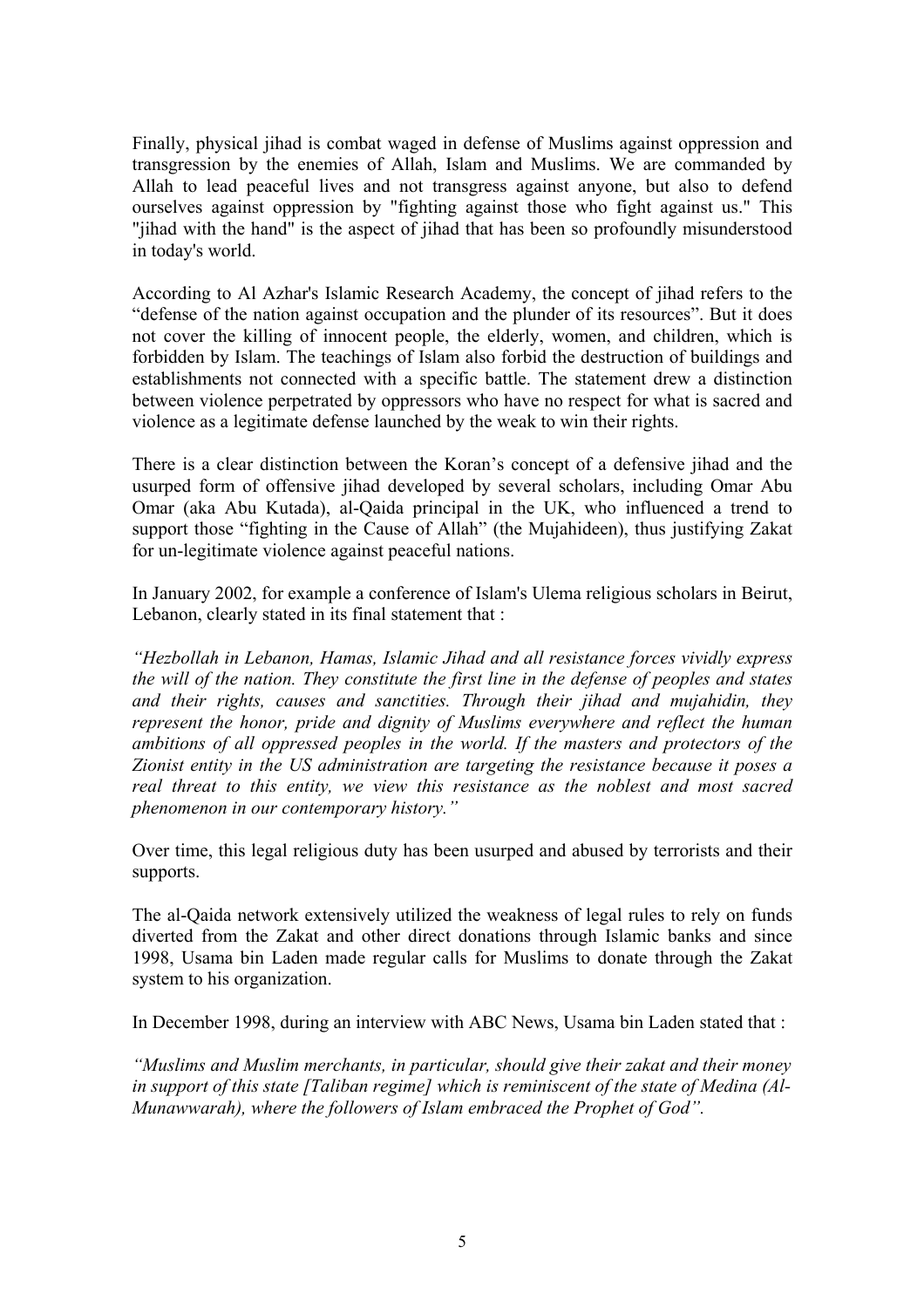Finally, physical jihad is combat waged in defense of Muslims against oppression and transgression by the enemies of Allah, Islam and Muslims. We are commanded by Allah to lead peaceful lives and not transgress against anyone, but also to defend ourselves against oppression by "fighting against those who fight against us." This "jihad with the hand" is the aspect of jihad that has been so profoundly misunderstood in today's world.

According to Al Azhar's Islamic Research Academy, the concept of jihad refers to the "defense of the nation against occupation and the plunder of its resources". But it does not cover the killing of innocent people, the elderly, women, and children, which is forbidden by Islam. The teachings of Islam also forbid the destruction of buildings and establishments not connected with a specific battle. The statement drew a distinction between violence perpetrated by oppressors who have no respect for what is sacred and violence as a legitimate defense launched by the weak to win their rights.

There is a clear distinction between the Koran's concept of a defensive jihad and the usurped form of offensive jihad developed by several scholars, including Omar Abu Omar (aka Abu Kutada), al-Qaida principal in the UK, who influenced a trend to support those "fighting in the Cause of Allah" (the Mujahideen), thus justifying Zakat for un-legitimate violence against peaceful nations.

In January 2002, for example a conference of Islam's Ulema religious scholars in Beirut, Lebanon, clearly stated in its final statement that :

*"Hezbollah in Lebanon, Hamas, Islamic Jihad and all resistance forces vividly express the will of the nation. They constitute the first line in the defense of peoples and states and their rights, causes and sanctities. Through their jihad and mujahidin, they represent the honor, pride and dignity of Muslims everywhere and reflect the human ambitions of all oppressed peoples in the world. If the masters and protectors of the Zionist entity in the US administration are targeting the resistance because it poses a real threat to this entity, we view this resistance as the noblest and most sacred phenomenon in our contemporary history."*

Over time, this legal religious duty has been usurped and abused by terrorists and their supports.

The al-Qaida network extensively utilized the weakness of legal rules to rely on funds diverted from the Zakat and other direct donations through Islamic banks and since 1998, Usama bin Laden made regular calls for Muslims to donate through the Zakat system to his organization.

In December 1998, during an interview with ABC News, Usama bin Laden stated that :

*"Muslims and Muslim merchants, in particular, should give their zakat and their money in support of this state [Taliban regime] which is reminiscent of the state of Medina (Al-Munawwarah), where the followers of Islam embraced the Prophet of God".*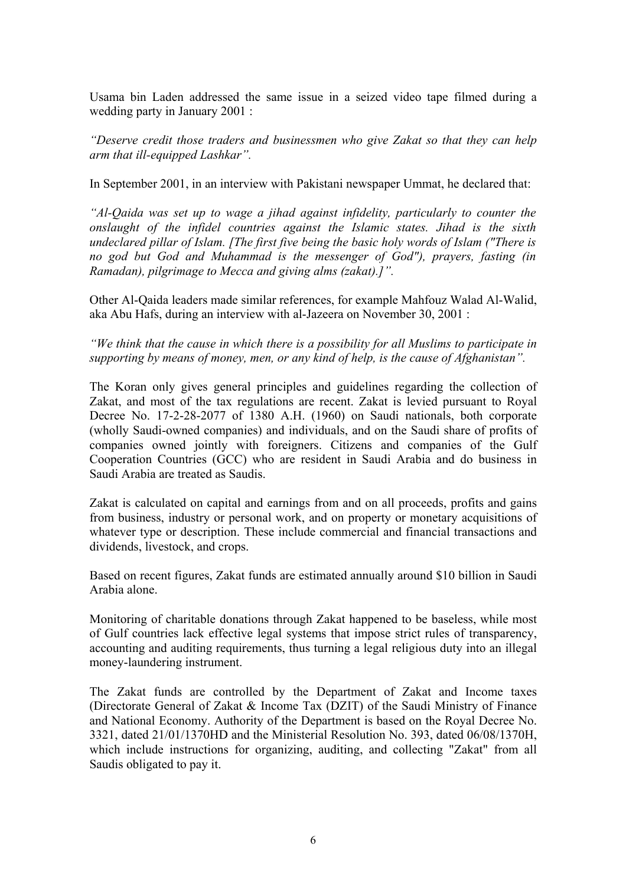Usama bin Laden addressed the same issue in a seized video tape filmed during a wedding party in January 2001 :

*"Deserve credit those traders and businessmen who give Zakat so that they can help arm that ill-equipped Lashkar".*

In September 2001, in an interview with Pakistani newspaper Ummat, he declared that:

*"Al-Qaida was set up to wage a jihad against infidelity, particularly to counter the onslaught of the infidel countries against the Islamic states. Jihad is the sixth undeclared pillar of Islam. [The first five being the basic holy words of Islam ("There is no god but God and Muhammad is the messenger of God"), prayers, fasting (in Ramadan), pilgrimage to Mecca and giving alms (zakat).]".*

Other Al-Qaida leaders made similar references, for example Mahfouz Walad Al-Walid, aka Abu Hafs, during an interview with al-Jazeera on November 30, 2001 :

*"We think that the cause in which there is a possibility for all Muslims to participate in supporting by means of money, men, or any kind of help, is the cause of Afghanistan".*

The Koran only gives general principles and guidelines regarding the collection of Zakat, and most of the tax regulations are recent. Zakat is levied pursuant to Royal Decree No. 17-2-28-2077 of 1380 A.H. (1960) on Saudi nationals, both corporate (wholly Saudi-owned companies) and individuals, and on the Saudi share of profits of companies owned jointly with foreigners. Citizens and companies of the Gulf Cooperation Countries (GCC) who are resident in Saudi Arabia and do business in Saudi Arabia are treated as Saudis.

Zakat is calculated on capital and earnings from and on all proceeds, profits and gains from business, industry or personal work, and on property or monetary acquisitions of whatever type or description. These include commercial and financial transactions and dividends, livestock, and crops.

Based on recent figures, Zakat funds are estimated annually around $10 billion in Saudi Arabia alone.

Monitoring of charitable donations through Zakat happened to be baseless, while most of Gulf countries lack effective legal systems that impose strict rules of transparency, accounting and auditing requirements, thus turning a legal religious duty into an illegal money-laundering instrument.

The Zakat funds are controlled by the Department of Zakat and Income taxes (Directorate General of Zakat & Income Tax (DZIT) of the Saudi Ministry of Finance and National Economy. Authority of the Department is based on the Royal Decree No. 3321, dated 21/01/1370HD and the Ministerial Resolution No. 393, dated 06/08/1370H, which include instructions for organizing, auditing, and collecting "Zakat" from all Saudis obligated to pay it.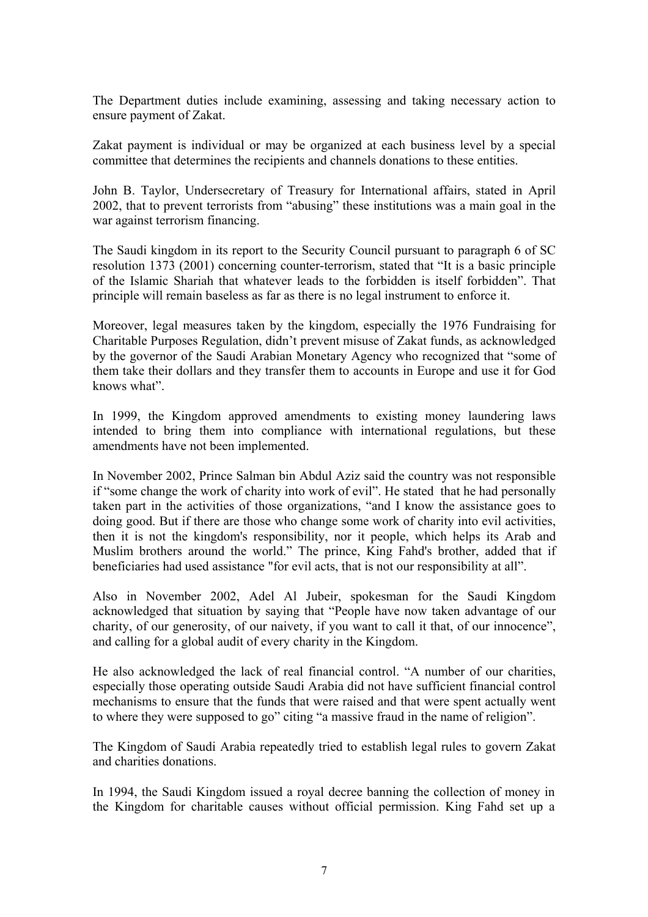The Department duties include examining, assessing and taking necessary action to ensure payment of Zakat.

Zakat payment is individual or may be organized at each business level by a special committee that determines the recipients and channels donations to these entities.

John B. Taylor, Undersecretary of Treasury for International affairs, stated in April 2002, that to prevent terrorists from "abusing" these institutions was a main goal in the war against terrorism financing.

The Saudi kingdom in its report to the Security Council pursuant to paragraph 6 of SC resolution 1373 (2001) concerning counter-terrorism, stated that "It is a basic principle of the Islamic Shariah that whatever leads to the forbidden is itself forbidden". That principle will remain baseless as far as there is no legal instrument to enforce it.

Moreover, legal measures taken by the kingdom, especially the 1976 Fundraising for Charitable Purposes Regulation, didn't prevent misuse of Zakat funds, as acknowledged by the governor of the Saudi Arabian Monetary Agency who recognized that "some of them take their dollars and they transfer them to accounts in Europe and use it for God knows what".

In 1999, the Kingdom approved amendments to existing money laundering laws intended to bring them into compliance with international regulations, but these amendments have not been implemented.

In November 2002, Prince Salman bin Abdul Aziz said the country was not responsible if "some change the work of charity into work of evil". He stated that he had personally taken part in the activities of those organizations, "and I know the assistance goes to doing good. But if there are those who change some work of charity into evil activities, then it is not the kingdom's responsibility, nor it people, which helps its Arab and Muslim brothers around the world." The prince, King Fahd's brother, added that if beneficiaries had used assistance "for evil acts, that is not our responsibility at all".

Also in November 2002, Adel Al Jubeir, spokesman for the Saudi Kingdom acknowledged that situation by saying that "People have now taken advantage of our charity, of our generosity, of our naivety, if you want to call it that, of our innocence", and calling for a global audit of every charity in the Kingdom.

He also acknowledged the lack of real financial control. "A number of our charities, especially those operating outside Saudi Arabia did not have sufficient financial control mechanisms to ensure that the funds that were raised and that were spent actually went to where they were supposed to go" citing "a massive fraud in the name of religion".

The Kingdom of Saudi Arabia repeatedly tried to establish legal rules to govern Zakat and charities donations.

In 1994, the Saudi Kingdom issued a royal decree banning the collection of money in the Kingdom for charitable causes without official permission. King Fahd set up a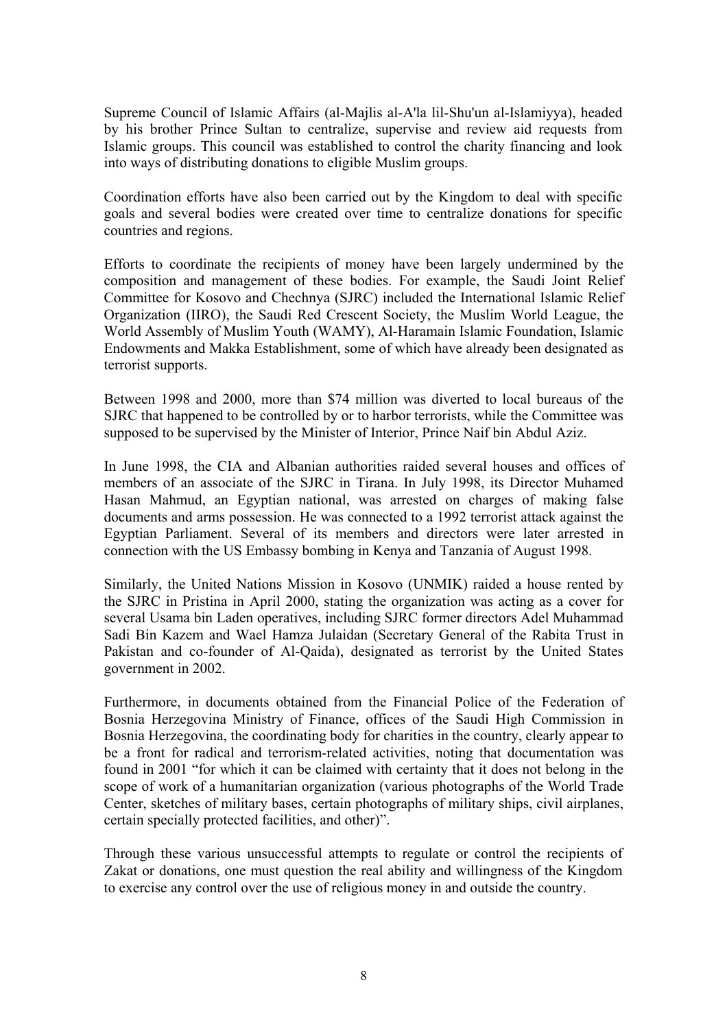Supreme Council of Islamic Affairs (al-Majlis al-A'la lil-Shu'un al-Islamiyya), headed by his brother Prince Sultan to centralize, supervise and review aid requests from Islamic groups. This council was established to control the charity financing and look into ways of distributing donations to eligible Muslim groups.

Coordination efforts have also been carried out by the Kingdom to deal with specific goals and several bodies were created over time to centralize donations for specific countries and regions.

Efforts to coordinate the recipients of money have been largely undermined by the composition and management of these bodies. For example, the Saudi Joint Relief Committee for Kosovo and Chechnya (SJRC) included the International Islamic Relief Organization (IIRO), the Saudi Red Crescent Society, the Muslim World League, the World Assembly of Muslim Youth (WAMY), Al-Haramain Islamic Foundation, Islamic Endowments and Makka Establishment, some of which have already been designated as terrorist supports.

Between 1998 and 2000, more than $74 million was diverted to local bureaus of the SJRC that happened to be controlled by or to harbor terrorists, while the Committee was supposed to be supervised by the Minister of Interior, Prince Naif bin Abdul Aziz.

In June 1998, the CIA and Albanian authorities raided several houses and offices of members of an associate of the SJRC in Tirana. In July 1998, its Director Muhamed Hasan Mahmud, an Egyptian national, was arrested on charges of making false documents and arms possession. He was connected to a 1992 terrorist attack against the Egyptian Parliament. Several of its members and directors were later arrested in connection with the US Embassy bombing in Kenya and Tanzania of August 1998.

Similarly, the United Nations Mission in Kosovo (UNMIK) raided a house rented by the SJRC in Pristina in April 2000, stating the organization was acting as a cover for several Usama bin Laden operatives, including SJRC former directors Adel Muhammad Sadi Bin Kazem and Wael Hamza Julaidan (Secretary General of the Rabita Trust in Pakistan and co-founder of Al-Qaida), designated as terrorist by the United States government in 2002.

Furthermore, in documents obtained from the Financial Police of the Federation of Bosnia Herzegovina Ministry of Finance, offices of the Saudi High Commission in Bosnia Herzegovina, the coordinating body for charities in the country, clearly appear to be a front for radical and terrorism-related activities, noting that documentation was found in 2001 "for which it can be claimed with certainty that it does not belong in the scope of work of a humanitarian organization (various photographs of the World Trade Center, sketches of military bases, certain photographs of military ships, civil airplanes, certain specially protected facilities, and other)".

Through these various unsuccessful attempts to regulate or control the recipients of Zakat or donations, one must question the real ability and willingness of the Kingdom to exercise any control over the use of religious money in and outside the country.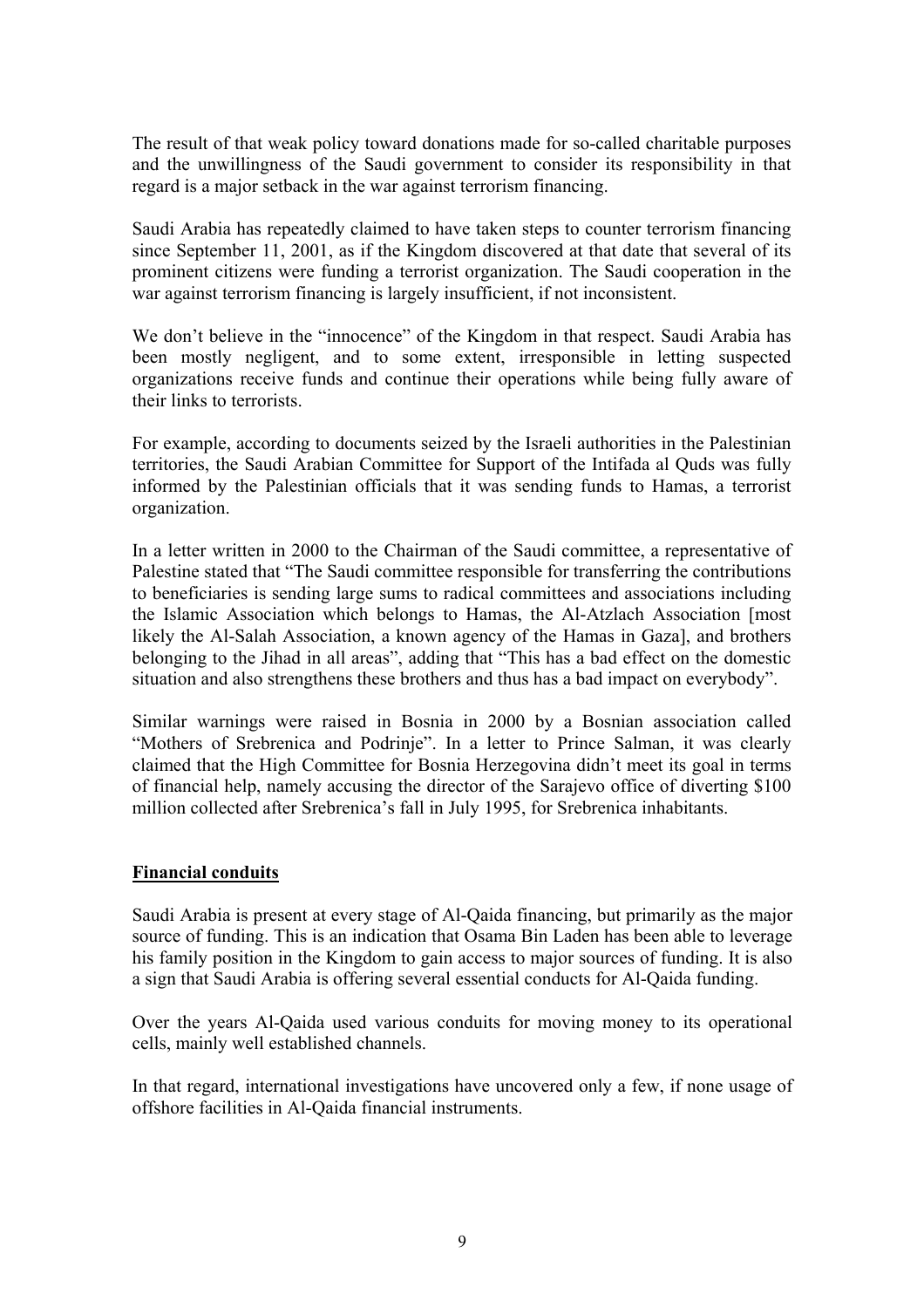The result of that weak policy toward donations made for so-called charitable purposes and the unwillingness of the Saudi government to consider its responsibility in that regard is a major setback in the war against terrorism financing.

Saudi Arabia has repeatedly claimed to have taken steps to counter terrorism financing since September 11, 2001, as if the Kingdom discovered at that date that several of its prominent citizens were funding a terrorist organization. The Saudi cooperation in the war against terrorism financing is largely insufficient, if not inconsistent.

We don't believe in the "innocence" of the Kingdom in that respect. Saudi Arabia has been mostly negligent, and to some extent, irresponsible in letting suspected organizations receive funds and continue their operations while being fully aware of their links to terrorists.

For example, according to documents seized by the Israeli authorities in the Palestinian territories, the Saudi Arabian Committee for Support of the Intifada al Quds was fully informed by the Palestinian officials that it was sending funds to Hamas, a terrorist organization.

In a letter written in 2000 to the Chairman of the Saudi committee, a representative of Palestine stated that "The Saudi committee responsible for transferring the contributions to beneficiaries is sending large sums to radical committees and associations including the Islamic Association which belongs to Hamas, the Al-Atzlach Association [most likely the Al-Salah Association, a known agency of the Hamas in Gaza], and brothers belonging to the Jihad in all areas", adding that "This has a bad effect on the domestic situation and also strengthens these brothers and thus has a bad impact on everybody".

Similar warnings were raised in Bosnia in 2000 by a Bosnian association called "Mothers of Srebrenica and Podrinje". In a letter to Prince Salman, it was clearly claimed that the High Committee for Bosnia Herzegovina didn't meet its goal in terms of financial help, namely accusing the director of the Sarajevo office of diverting $100 million collected after Srebrenica's fall in July 1995, for Srebrenica inhabitants.

## Financial conduits

Saudi Arabia is present at every stage of Al-Qaida financing, but primarily as the major source of funding. This is an indication that Osama Bin Laden has been able to leverage his family position in the Kingdom to gain access to major sources of funding. It is also a sign that Saudi Arabia is offering several essential conducts for Al-Qaida funding.

Over the years Al-Qaida used various conduits for moving money to its operational cells, mainly well established channels.

In that regard, international investigations have uncovered only a few, if none usage of offshore facilities in Al-Qaida financial instruments.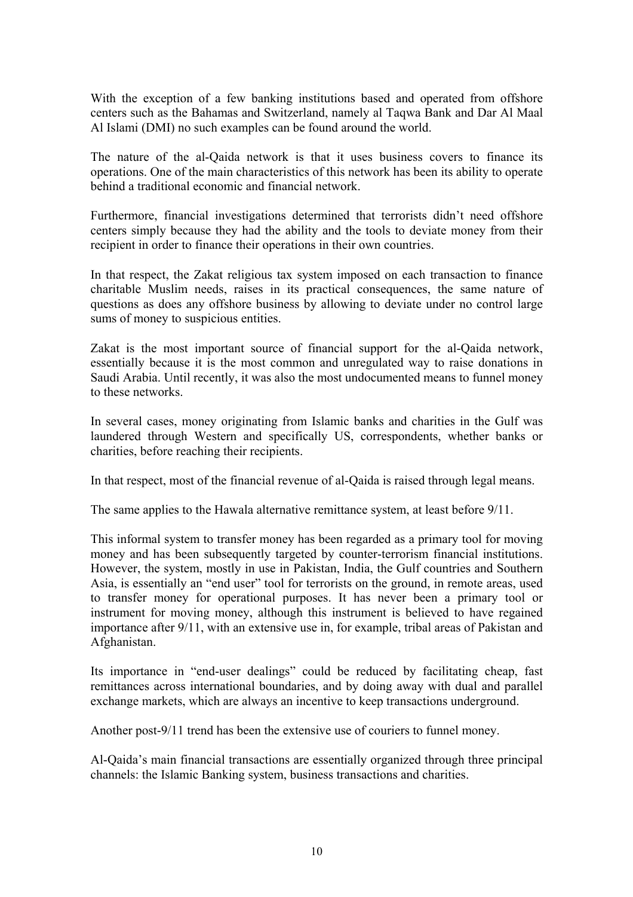With the exception of a few banking institutions based and operated from offshore centers such as the Bahamas and Switzerland, namely al Taqwa Bank and Dar Al Maal Al Islami (DMI) no such examples can be found around the world.

The nature of the al-Qaida network is that it uses business covers to finance its operations. One of the main characteristics of this network has been its ability to operate behind a traditional economic and financial network.

Furthermore, financial investigations determined that terrorists didn't need offshore centers simply because they had the ability and the tools to deviate money from their recipient in order to finance their operations in their own countries.

In that respect, the Zakat religious tax system imposed on each transaction to finance charitable Muslim needs, raises in its practical consequences, the same nature of questions as does any offshore business by allowing to deviate under no control large sums of money to suspicious entities.

Zakat is the most important source of financial support for the al-Qaida network, essentially because it is the most common and unregulated way to raise donations in Saudi Arabia. Until recently, it was also the most undocumented means to funnel money to these networks.

In several cases, money originating from Islamic banks and charities in the Gulf was laundered through Western and specifically US, correspondents, whether banks or charities, before reaching their recipients.

In that respect, most of the financial revenue of al-Qaida is raised through legal means.

The same applies to the Hawala alternative remittance system, at least before 9/11.

This informal system to transfer money has been regarded as a primary tool for moving money and has been subsequently targeted by counter-terrorism financial institutions. However, the system, mostly in use in Pakistan, India, the Gulf countries and Southern Asia, is essentially an "end user" tool for terrorists on the ground, in remote areas, used to transfer money for operational purposes. It has never been a primary tool or instrument for moving money, although this instrument is believed to have regained importance after 9/11, with an extensive use in, for example, tribal areas of Pakistan and Afghanistan.

Its importance in "end-user dealings" could be reduced by facilitating cheap, fast remittances across international boundaries, and by doing away with dual and parallel exchange markets, which are always an incentive to keep transactions underground.

Another post-9/11 trend has been the extensive use of couriers to funnel money.

Al-Qaida's main financial transactions are essentially organized through three principal channels: the Islamic Banking system, business transactions and charities.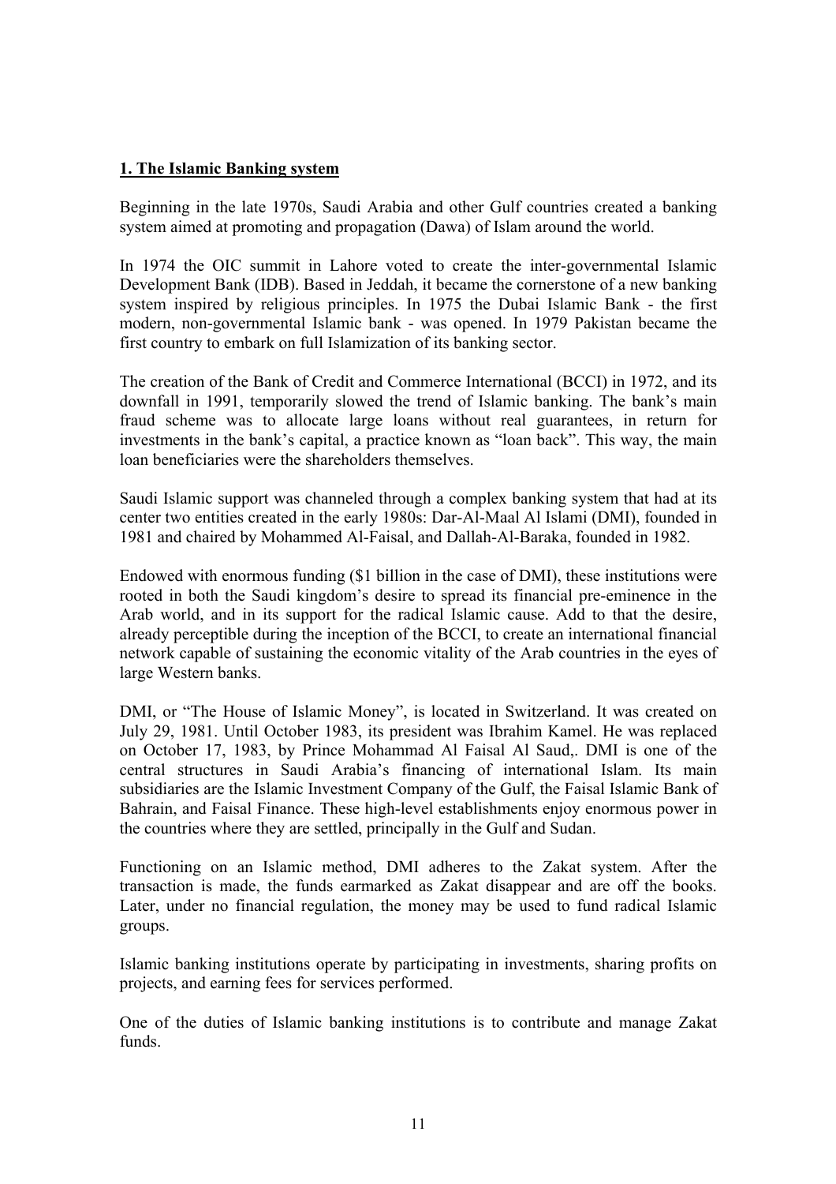## 1. The Islamic Banking system

Beginning in the late 1970s, Saudi Arabia and other Gulf countries created a banking system aimed at promoting and propagation (Dawa) of Islam around the world.

In 1974 the OIC summit in Lahore voted to create the inter-governmental Islamic Development Bank (IDB). Based in Jeddah, it became the cornerstone of a new banking system inspired by religious principles. In 1975 the Dubai Islamic Bank - the first modern, non-governmental Islamic bank - was opened. In 1979 Pakistan became the first country to embark on full Islamization of its banking sector.

The creation of the Bank of Credit and Commerce International (BCCI) in 1972, and its downfall in 1991, temporarily slowed the trend of Islamic banking. The bank's main fraud scheme was to allocate large loans without real guarantees, in return for investments in the bank's capital, a practice known as "loan back". This way, the main loan beneficiaries were the shareholders themselves.

Saudi Islamic support was channeled through a complex banking system that had at its center two entities created in the early 1980s: Dar-Al-Maal Al Islami (DMI), founded in 1981 and chaired by Mohammed Al-Faisal, and Dallah-Al-Baraka, founded in 1982.

Endowed with enormous funding ($1 billion in the case of DMI), these institutions were rooted in both the Saudi kingdom's desire to spread its financial pre-eminence in the Arab world, and in its support for the radical Islamic cause. Add to that the desire, already perceptible during the inception of the BCCI, to create an international financial network capable of sustaining the economic vitality of the Arab countries in the eyes of large Western banks.

DMI, or "The House of Islamic Money", is located in Switzerland. It was created on July 29, 1981. Until October 1983, its president was Ibrahim Kamel. He was replaced on October 17, 1983, by Prince Mohammad Al Faisal Al Saud,. DMI is one of the central structures in Saudi Arabia's financing of international Islam. Its main subsidiaries are the Islamic Investment Company of the Gulf, the Faisal Islamic Bank of Bahrain, and Faisal Finance. These high-level establishments enjoy enormous power in the countries where they are settled, principally in the Gulf and Sudan.

Functioning on an Islamic method, DMI adheres to the Zakat system. After the transaction is made, the funds earmarked as Zakat disappear and are off the books. Later, under no financial regulation, the money may be used to fund radical Islamic groups.

Islamic banking institutions operate by participating in investments, sharing profits on projects, and earning fees for services performed.

One of the duties of Islamic banking institutions is to contribute and manage Zakat funds.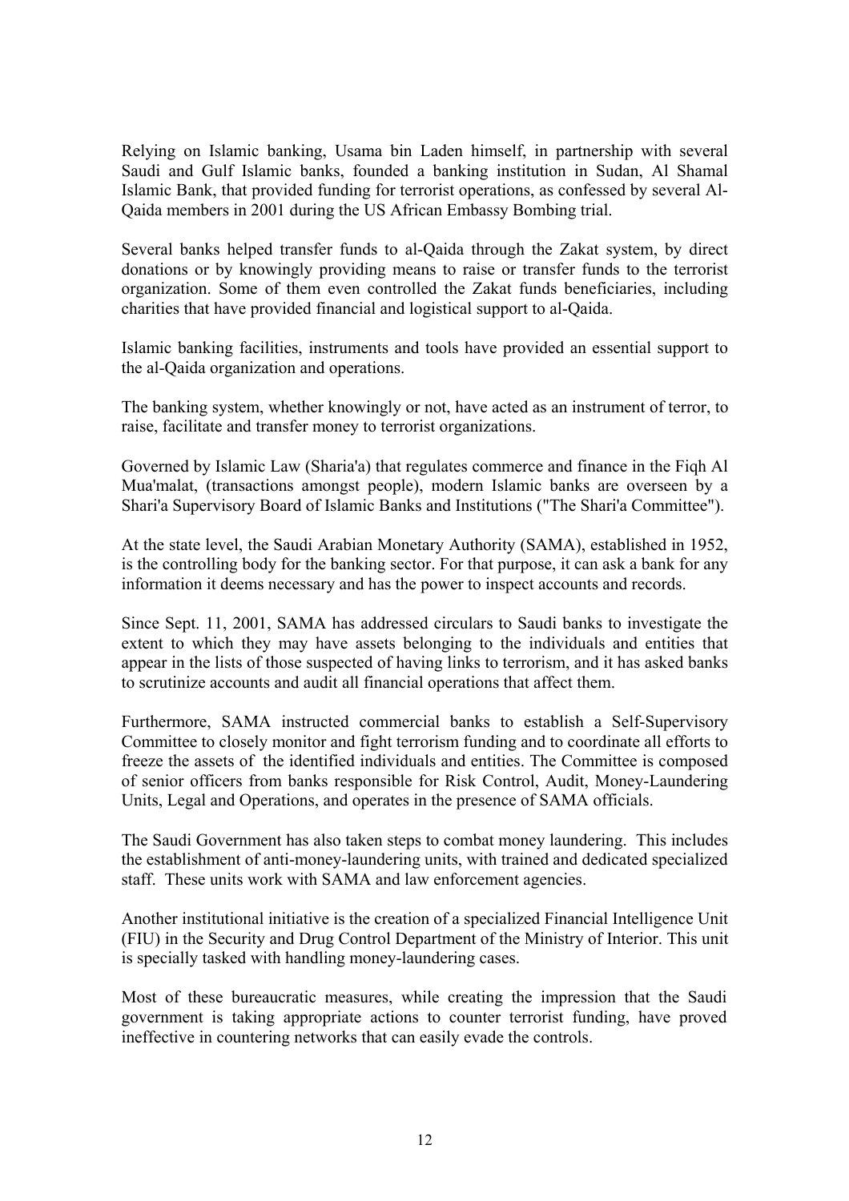Relying on Islamic banking, Usama bin Laden himself, in partnership with several Saudi and Gulf Islamic banks, founded a banking institution in Sudan, Al Shamal Islamic Bank, that provided funding for terrorist operations, as confessed by several Al-Qaida members in 2001 during the US African Embassy Bombing trial.

Several banks helped transfer funds to al-Qaida through the Zakat system, by direct donations or by knowingly providing means to raise or transfer funds to the terrorist organization. Some of them even controlled the Zakat funds beneficiaries, including charities that have provided financial and logistical support to al-Qaida.

Islamic banking facilities, instruments and tools have provided an essential support to the al-Qaida organization and operations.

The banking system, whether knowingly or not, have acted as an instrument of terror, to raise, facilitate and transfer money to terrorist organizations.

Governed by Islamic Law (Sharia'a) that regulates commerce and finance in the Fiqh Al Mua'malat, (transactions amongst people), modern Islamic banks are overseen by a Shari'a Supervisory Board of Islamic Banks and Institutions ("The Shari'a Committee").

At the state level, the Saudi Arabian Monetary Authority (SAMA), established in 1952, is the controlling body for the banking sector. For that purpose, it can ask a bank for any information it deems necessary and has the power to inspect accounts and records.

Since Sept. 11, 2001, SAMA has addressed circulars to Saudi banks to investigate the extent to which they may have assets belonging to the individuals and entities that appear in the lists of those suspected of having links to terrorism, and it has asked banks to scrutinize accounts and audit all financial operations that affect them.

Furthermore, SAMA instructed commercial banks to establish a Self-Supervisory Committee to closely monitor and fight terrorism funding and to coordinate all efforts to freeze the assets of the identified individuals and entities. The Committee is composed of senior officers from banks responsible for Risk Control, Audit, Money-Laundering Units, Legal and Operations, and operates in the presence of SAMA officials.

The Saudi Government has also taken steps to combat money laundering. This includes the establishment of anti-money-laundering units, with trained and dedicated specialized staff. These units work with SAMA and law enforcement agencies.

Another institutional initiative is the creation of a specialized Financial Intelligence Unit (FIU) in the Security and Drug Control Department of the Ministry of Interior. This unit is specially tasked with handling money-laundering cases.

Most of these bureaucratic measures, while creating the impression that the Saudi government is taking appropriate actions to counter terrorist funding, have proved ineffective in countering networks that can easily evade the controls.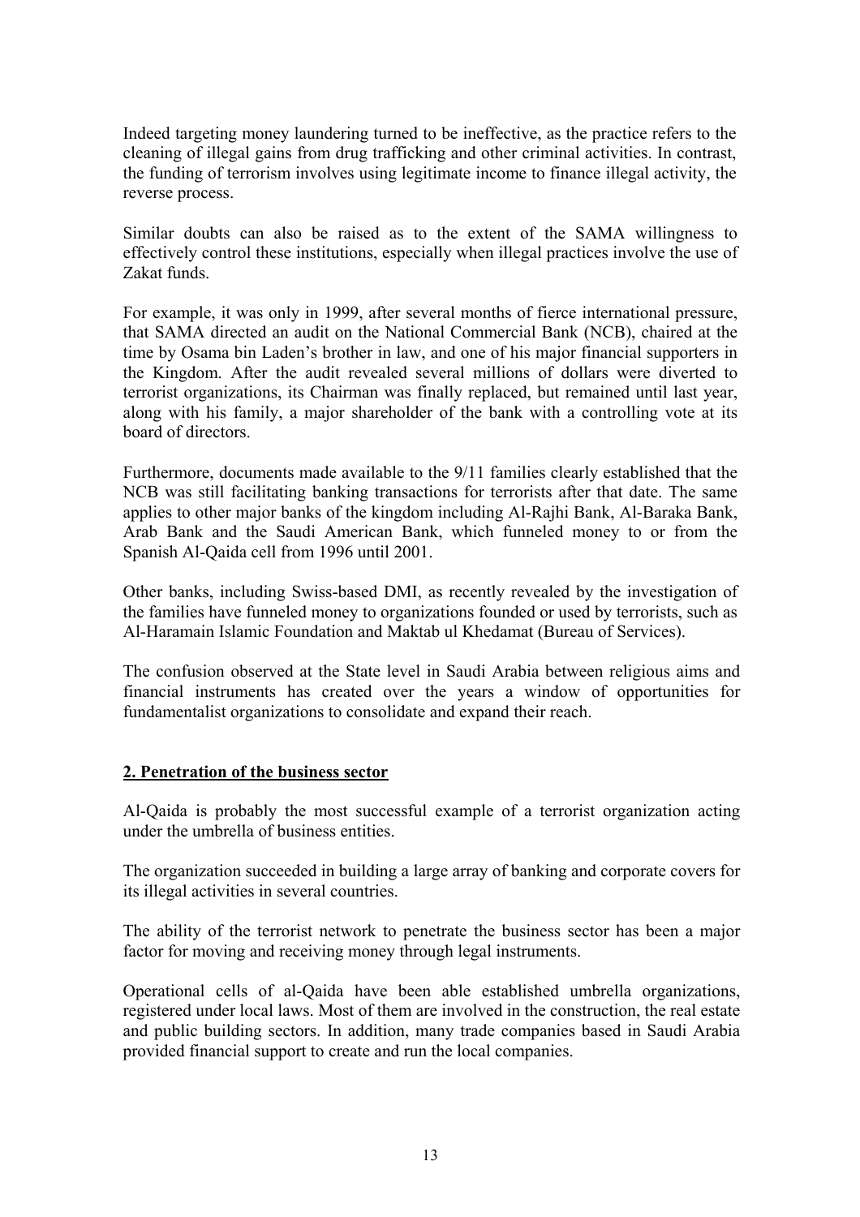Indeed targeting money laundering turned to be ineffective, as the practice refers to the cleaning of illegal gains from drug trafficking and other criminal activities. In contrast, the funding of terrorism involves using legitimate income to finance illegal activity, the reverse process.

Similar doubts can also be raised as to the extent of the SAMA willingness to effectively control these institutions, especially when illegal practices involve the use of Zakat funds.

For example, it was only in 1999, after several months of fierce international pressure, that SAMA directed an audit on the National Commercial Bank (NCB), chaired at the time by Osama bin Laden's brother in law, and one of his major financial supporters in the Kingdom. After the audit revealed several millions of dollars were diverted to terrorist organizations, its Chairman was finally replaced, but remained until last year, along with his family, a major shareholder of the bank with a controlling vote at its board of directors.

Furthermore, documents made available to the 9/11 families clearly established that the NCB was still facilitating banking transactions for terrorists after that date. The same applies to other major banks of the kingdom including Al-Rajhi Bank, Al-Baraka Bank, Arab Bank and the Saudi American Bank, which funneled money to or from the Spanish Al-Qaida cell from 1996 until 2001.

Other banks, including Swiss-based DMI, as recently revealed by the investigation of the families have funneled money to organizations founded or used by terrorists, such as Al-Haramain Islamic Foundation and Maktab ul Khedamat (Bureau of Services).

The confusion observed at the State level in Saudi Arabia between religious aims and financial instruments has created over the years a window of opportunities for fundamentalist organizations to consolidate and expand their reach.

## 2. Penetration of the business sector

Al-Qaida is probably the most successful example of a terrorist organization acting under the umbrella of business entities.

The organization succeeded in building a large array of banking and corporate covers for its illegal activities in several countries.

The ability of the terrorist network to penetrate the business sector has been a major factor for moving and receiving money through legal instruments.

Operational cells of al-Qaida have been able established umbrella organizations, registered under local laws. Most of them are involved in the construction, the real estate and public building sectors. In addition, many trade companies based in Saudi Arabia provided financial support to create and run the local companies.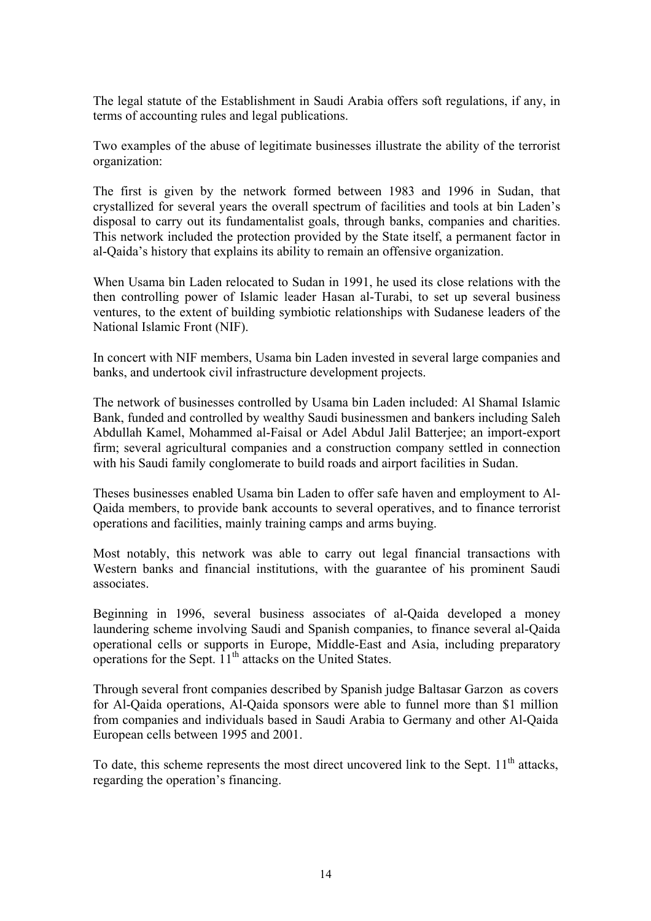The legal statute of the Establishment in Saudi Arabia offers soft regulations, if any, in terms of accounting rules and legal publications.

Two examples of the abuse of legitimate businesses illustrate the ability of the terrorist organization:

The first is given by the network formed between 1983 and 1996 in Sudan, that crystallized for several years the overall spectrum of facilities and tools at bin Laden's disposal to carry out its fundamentalist goals, through banks, companies and charities. This network included the protection provided by the State itself, a permanent factor in al-Qaida's history that explains its ability to remain an offensive organization.

When Usama bin Laden relocated to Sudan in 1991, he used its close relations with the then controlling power of Islamic leader Hasan al-Turabi, to set up several business ventures, to the extent of building symbiotic relationships with Sudanese leaders of the National Islamic Front (NIF).

In concert with NIF members, Usama bin Laden invested in several large companies and banks, and undertook civil infrastructure development projects.

The network of businesses controlled by Usama bin Laden included: Al Shamal Islamic Bank, funded and controlled by wealthy Saudi businessmen and bankers including Saleh Abdullah Kamel, Mohammed al-Faisal or Adel Abdul Jalil Batterjee; an import-export firm; several agricultural companies and a construction company settled in connection with his Saudi family conglomerate to build roads and airport facilities in Sudan.

Theses businesses enabled Usama bin Laden to offer safe haven and employment to Al-Qaida members, to provide bank accounts to several operatives, and to finance terrorist operations and facilities, mainly training camps and arms buying.

Most notably, this network was able to carry out legal financial transactions with Western banks and financial institutions, with the guarantee of his prominent Saudi associates.

Beginning in 1996, several business associates of al-Qaida developed a money laundering scheme involving Saudi and Spanish companies, to finance several al-Qaida operational cells or supports in Europe, Middle-East and Asia, including preparatory operations for the Sept. 11th attacks on the United States.

Through several front companies described by Spanish judge Baltasar Garzon as covers for Al-Qaida operations, Al-Qaida sponsors were able to funnel more than $1 million from companies and individuals based in Saudi Arabia to Germany and other Al-Qaida European cells between 1995 and 2001.

To date, this scheme represents the most direct uncovered link to the Sept. 11th attacks, regarding the operation's financing.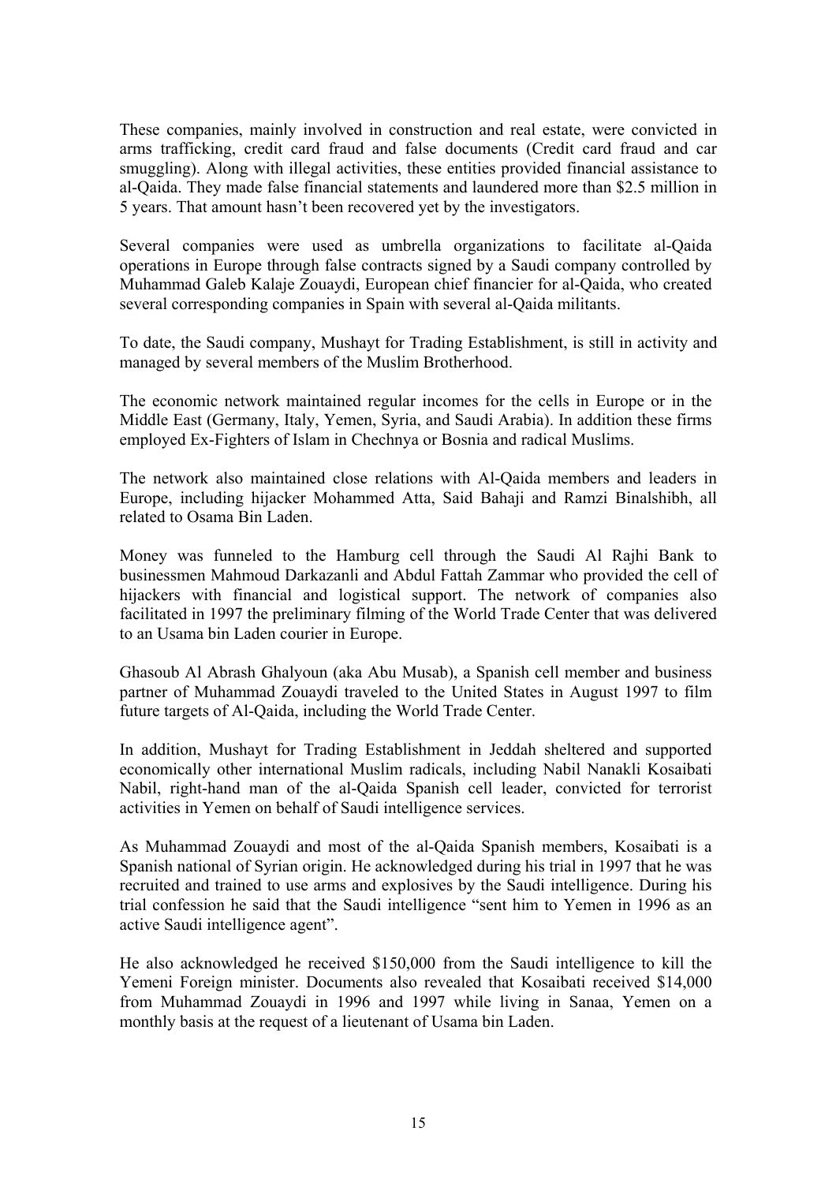These companies, mainly involved in construction and real estate, were convicted in arms trafficking, credit card fraud and false documents (Credit card fraud and car smuggling). Along with illegal activities, these entities provided financial assistance to al-Qaida. They made false financial statements and laundered more than $2.5 million in 5 years. That amount hasn't been recovered yet by the investigators.

Several companies were used as umbrella organizations to facilitate al-Qaida operations in Europe through false contracts signed by a Saudi company controlled by Muhammad Galeb Kalaje Zouaydi, European chief financier for al-Qaida, who created several corresponding companies in Spain with several al-Qaida militants.

To date, the Saudi company, Mushayt for Trading Establishment, is still in activity and managed by several members of the Muslim Brotherhood.

The economic network maintained regular incomes for the cells in Europe or in the Middle East (Germany, Italy, Yemen, Syria, and Saudi Arabia). In addition these firms employed Ex-Fighters of Islam in Chechnya or Bosnia and radical Muslims.

The network also maintained close relations with Al-Qaida members and leaders in Europe, including hijacker Mohammed Atta, Said Bahaji and Ramzi Binalshibh, all related to Osama Bin Laden.

Money was funneled to the Hamburg cell through the Saudi Al Rajhi Bank to businessmen Mahmoud Darkazanli and Abdul Fattah Zammar who provided the cell of hijackers with financial and logistical support. The network of companies also facilitated in 1997 the preliminary filming of the World Trade Center that was delivered to an Usama bin Laden courier in Europe.

Ghasoub Al Abrash Ghalyoun (aka Abu Musab), a Spanish cell member and business partner of Muhammad Zouaydi traveled to the United States in August 1997 to film future targets of Al-Qaida, including the World Trade Center.

In addition, Mushayt for Trading Establishment in Jeddah sheltered and supported economically other international Muslim radicals, including Nabil Nanakli Kosaibati Nabil, right-hand man of the al-Qaida Spanish cell leader, convicted for terrorist activities in Yemen on behalf of Saudi intelligence services.

As Muhammad Zouaydi and most of the al-Qaida Spanish members, Kosaibati is a Spanish national of Syrian origin. He acknowledged during his trial in 1997 that he was recruited and trained to use arms and explosives by the Saudi intelligence. During his trial confession he said that the Saudi intelligence "sent him to Yemen in 1996 as an active Saudi intelligence agent".

He also acknowledged he received $150,000 from the Saudi intelligence to kill the Yemeni Foreign minister. Documents also revealed that Kosaibati received $14,000 from Muhammad Zouaydi in 1996 and 1997 while living in Sanaa, Yemen on a monthly basis at the request of a lieutenant of Usama bin Laden.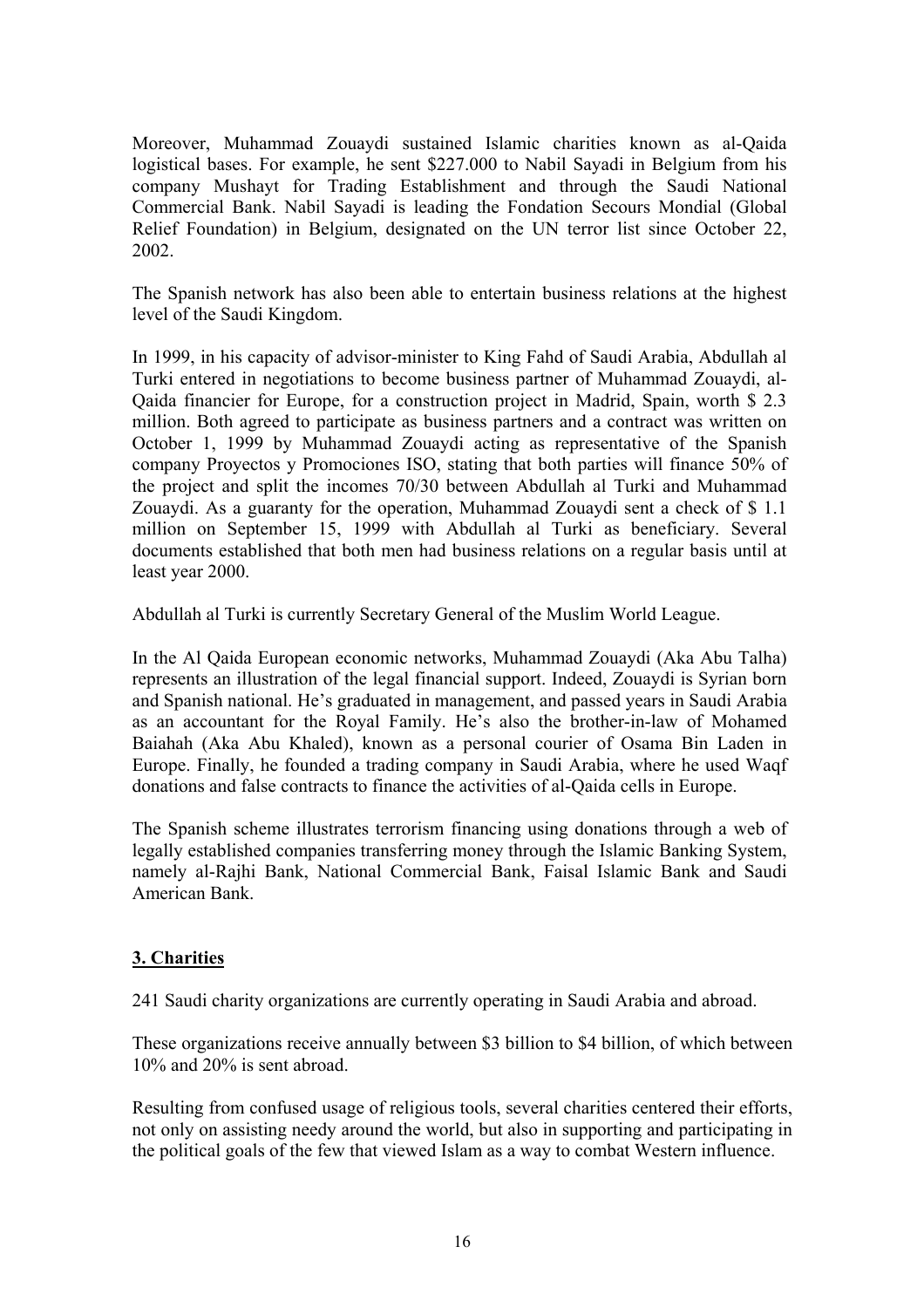Moreover, Muhammad Zouaydi sustained Islamic charities known as al-Qaida logistical bases. For example, he sent $227.000 to Nabil Sayadi in Belgium from his company Mushayt for Trading Establishment and through the Saudi National Commercial Bank. Nabil Sayadi is leading the Fondation Secours Mondial (Global Relief Foundation) in Belgium, designated on the UN terror list since October 22, 2002.

The Spanish network has also been able to entertain business relations at the highest level of the Saudi Kingdom.

In 1999, in his capacity of advisor-minister to King Fahd of Saudi Arabia, Abdullah al Turki entered in negotiations to become business partner of Muhammad Zouaydi, al-Qaida financier for Europe, for a construction project in Madrid, Spain, worth $ 2.3 million. Both agreed to participate as business partners and a contract was written on October 1, 1999 by Muhammad Zouaydi acting as representative of the Spanish company Proyectos y Promociones ISO, stating that both parties will finance 50% of the project and split the incomes 70/30 between Abdullah al Turki and Muhammad Zouaydi. As a guaranty for the operation, Muhammad Zouaydi sent a check of $ 1.1 million on September 15, 1999 with Abdullah al Turki as beneficiary. Several documents established that both men had business relations on a regular basis until at least year 2000.

Abdullah al Turki is currently Secretary General of the Muslim World League.

In the Al Qaida European economic networks, Muhammad Zouaydi (Aka Abu Talha) represents an illustration of the legal financial support. Indeed, Zouaydi is Syrian born and Spanish national. He's graduated in management, and passed years in Saudi Arabia as an accountant for the Royal Family. He's also the brother-in-law of Mohamed Baiahah (Aka Abu Khaled), known as a personal courier of Osama Bin Laden in Europe. Finally, he founded a trading company in Saudi Arabia, where he used Waqf donations and false contracts to finance the activities of al-Qaida cells in Europe.

The Spanish scheme illustrates terrorism financing using donations through a web of legally established companies transferring money through the Islamic Banking System, namely al-Rajhi Bank, National Commercial Bank, Faisal Islamic Bank and Saudi American Bank.

## 3. Charities

241 Saudi charity organizations are currently operating in Saudi Arabia and abroad.

These organizations receive annually between $3 billion to $4 billion, of which between 10% and 20% is sent abroad.

Resulting from confused usage of religious tools, several charities centered their efforts, not only on assisting needy around the world, but also in supporting and participating in the political goals of the few that viewed Islam as a way to combat Western influence.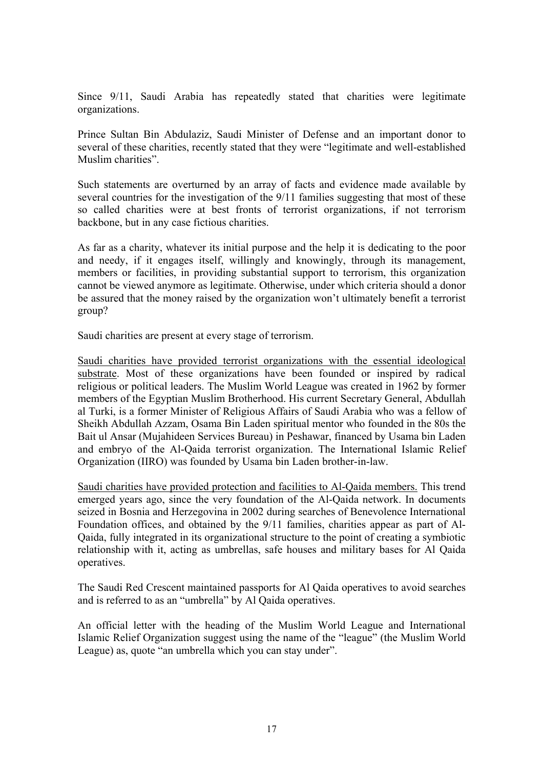Since 9/11, Saudi Arabia has repeatedly stated that charities were legitimate organizations.

Prince Sultan Bin Abdulaziz, Saudi Minister of Defense and an important donor to several of these charities, recently stated that they were "legitimate and well-established Muslim charities".

Such statements are overturned by an array of facts and evidence made available by several countries for the investigation of the 9/11 families suggesting that most of these so called charities were at best fronts of terrorist organizations, if not terrorism backbone, but in any case fictious charities.

As far as a charity, whatever its initial purpose and the help it is dedicating to the poor and needy, if it engages itself, willingly and knowingly, through its management, members or facilities, in providing substantial support to terrorism, this organization cannot be viewed anymore as legitimate. Otherwise, under which criteria should a donor be assured that the money raised by the organization won't ultimately benefit a terrorist group?

Saudi charities are present at every stage of terrorism.

<u>Saudi charities have provided terrorist organizations with the essential ideological substrate</u>. Most of these organizations have been founded or inspired by radical religious or political leaders. The Muslim World League was created in 1962 by former members of the Egyptian Muslim Brotherhood. His current Secretary General, Abdullah al Turki, is a former Minister of Religious Affairs of Saudi Arabia who was a fellow of Sheikh Abdullah Azzam, Osama Bin Laden spiritual mentor who founded in the 80s the Bait ul Ansar (Mujahideen Services Bureau) in Peshawar, financed by Usama bin Laden and embryo of the Al-Qaida terrorist organization. The International Islamic Relief Organization (IIRO) was founded by Usama bin Laden brother-in-law.

<u>Saudi charities have provided protection and facilities to Al-Qaida members.</u> This trend emerged years ago, since the very foundation of the Al-Qaida network. In documents seized in Bosnia and Herzegovina in 2002 during searches of Benevolence International Foundation offices, and obtained by the 9/11 families, charities appear as part of Al-Qaida, fully integrated in its organizational structure to the point of creating a symbiotic relationship with it, acting as umbrellas, safe houses and military bases for Al Qaida operatives.

The Saudi Red Crescent maintained passports for Al Qaida operatives to avoid searches and is referred to as an "umbrella" by Al Qaida operatives.

An official letter with the heading of the Muslim World League and International Islamic Relief Organization suggest using the name of the "league" (the Muslim World League) as, quote "an umbrella which you can stay under".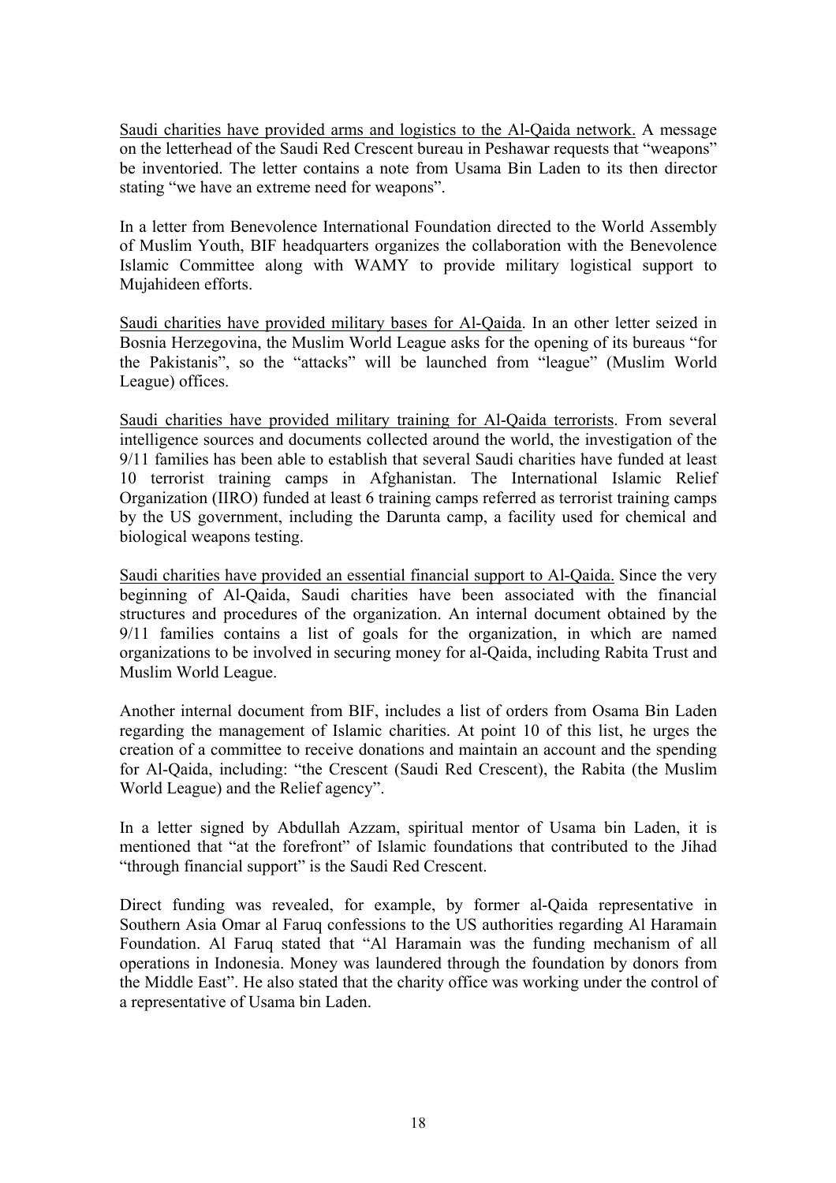<u>Saudi charities have provided arms and logistics to the Al-Qaida network.</u> A message on the letterhead of the Saudi Red Crescent bureau in Peshawar requests that "weapons" be inventoried. The letter contains a note from Usama Bin Laden to its then director stating "we have an extreme need for weapons".

In a letter from Benevolence International Foundation directed to the World Assembly of Muslim Youth, BIF headquarters organizes the collaboration with the Benevolence Islamic Committee along with WAMY to provide military logistical support to Mujahideen efforts.

<u>Saudi charities have provided military bases for Al-Qaida</u>. In an other letter seized in Bosnia Herzegovina, the Muslim World League asks for the opening of its bureaus "for the Pakistanis", so the "attacks" will be launched from "league" (Muslim World League) offices.

<u>Saudi charities have provided military training for Al-Qaida terrorists</u>. From several intelligence sources and documents collected around the world, the investigation of the 9/11 families has been able to establish that several Saudi charities have funded at least 10 terrorist training camps in Afghanistan. The International Islamic Relief Organization (IIRO) funded at least 6 training camps referred as terrorist training camps by the US government, including the Darunta camp, a facility used for chemical and biological weapons testing.

<u>Saudi charities have provided an essential financial support to Al-Qaida.</u> Since the very beginning of Al-Qaida, Saudi charities have been associated with the financial structures and procedures of the organization. An internal document obtained by the 9/11 families contains a list of goals for the organization, in which are named organizations to be involved in securing money for al-Qaida, including Rabita Trust and Muslim World League.

Another internal document from BIF, includes a list of orders from Osama Bin Laden regarding the management of Islamic charities. At point 10 of this list, he urges the creation of a committee to receive donations and maintain an account and the spending for Al-Qaida, including: "the Crescent (Saudi Red Crescent), the Rabita (the Muslim World League) and the Relief agency".

In a letter signed by Abdullah Azzam, spiritual mentor of Usama bin Laden, it is mentioned that "at the forefront" of Islamic foundations that contributed to the Jihad "through financial support" is the Saudi Red Crescent.

Direct funding was revealed, for example, by former al-Qaida representative in Southern Asia Omar al Faruq confessions to the US authorities regarding Al Haramain Foundation. Al Faruq stated that "Al Haramain was the funding mechanism of all operations in Indonesia. Money was laundered through the foundation by donors from the Middle East". He also stated that the charity office was working under the control of a representative of Usama bin Laden.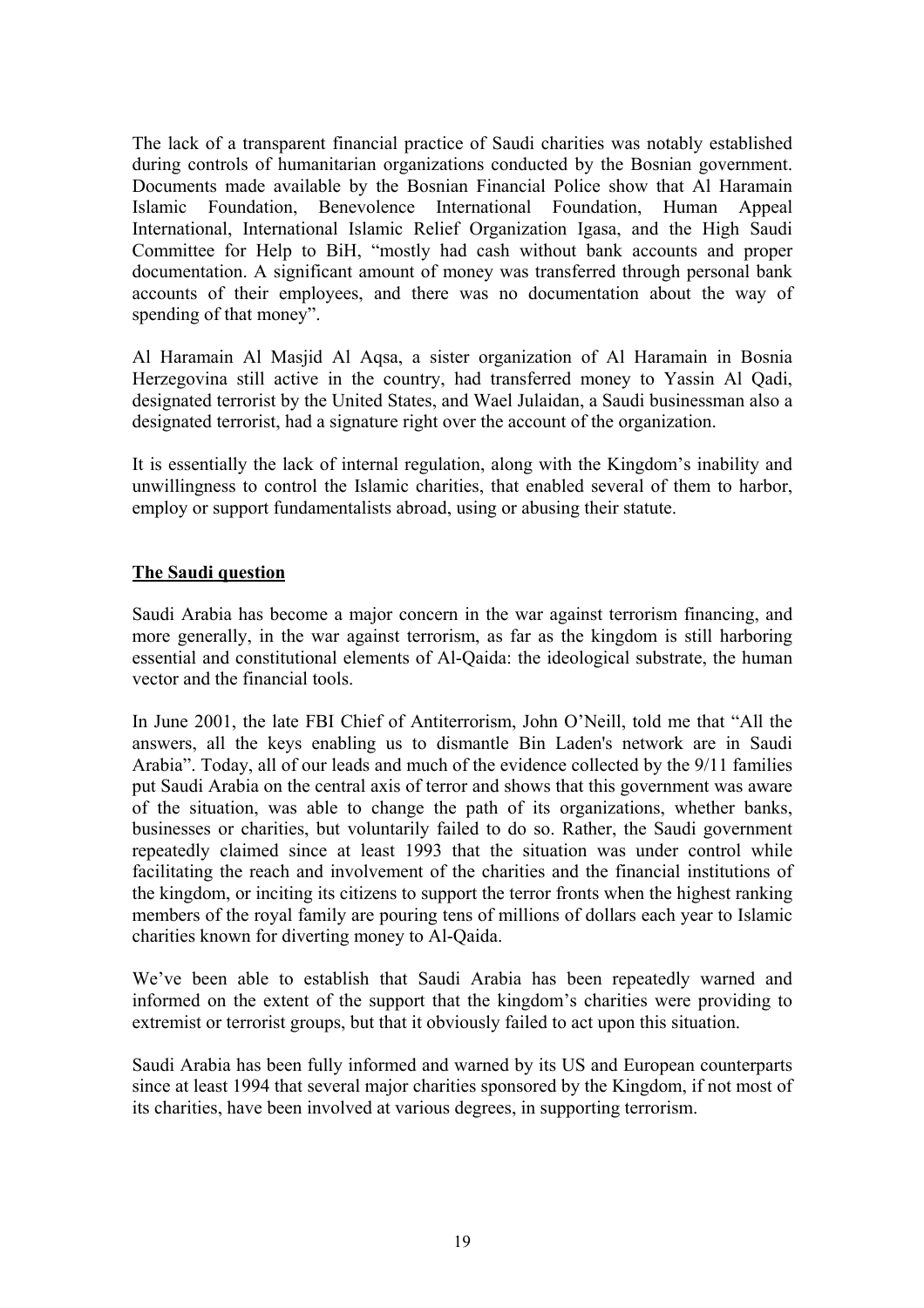The lack of a transparent financial practice of Saudi charities was notably established during controls of humanitarian organizations conducted by the Bosnian government. Documents made available by the Bosnian Financial Police show that Al Haramain Islamic Foundation, Benevolence International Foundation, Human Appeal International, International Islamic Relief Organization Igasa, and the High Saudi Committee for Help to BiH, "mostly had cash without bank accounts and proper documentation. A significant amount of money was transferred through personal bank accounts of their employees, and there was no documentation about the way of spending of that money".

Al Haramain Al Masjid Al Aqsa, a sister organization of Al Haramain in Bosnia Herzegovina still active in the country, had transferred money to Yassin Al Qadi, designated terrorist by the United States, and Wael Julaidan, a Saudi businessman also a designated terrorist, had a signature right over the account of the organization.

It is essentially the lack of internal regulation, along with the Kingdom's inability and unwillingness to control the Islamic charities, that enabled several of them to harbor, employ or support fundamentalists abroad, using or abusing their statute.

## The Saudi question

Saudi Arabia has become a major concern in the war against terrorism financing, and more generally, in the war against terrorism, as far as the kingdom is still harboring essential and constitutional elements of Al-Qaida: the ideological substrate, the human vector and the financial tools.

In June 2001, the late FBI Chief of Antiterrorism, John O'Neill, told me that "All the answers, all the keys enabling us to dismantle Bin Laden's network are in Saudi Arabia". Today, all of our leads and much of the evidence collected by the 9/11 families put Saudi Arabia on the central axis of terror and shows that this government was aware of the situation, was able to change the path of its organizations, whether banks, businesses or charities, but voluntarily failed to do so. Rather, the Saudi government repeatedly claimed since at least 1993 that the situation was under control while facilitating the reach and involvement of the charities and the financial institutions of the kingdom, or inciting its citizens to support the terror fronts when the highest ranking members of the royal family are pouring tens of millions of dollars each year to Islamic charities known for diverting money to Al-Qaida.

We've been able to establish that Saudi Arabia has been repeatedly warned and informed on the extent of the support that the kingdom's charities were providing to extremist or terrorist groups, but that it obviously failed to act upon this situation.

Saudi Arabia has been fully informed and warned by its US and European counterparts since at least 1994 that several major charities sponsored by the Kingdom, if not most of its charities, have been involved at various degrees, in supporting terrorism.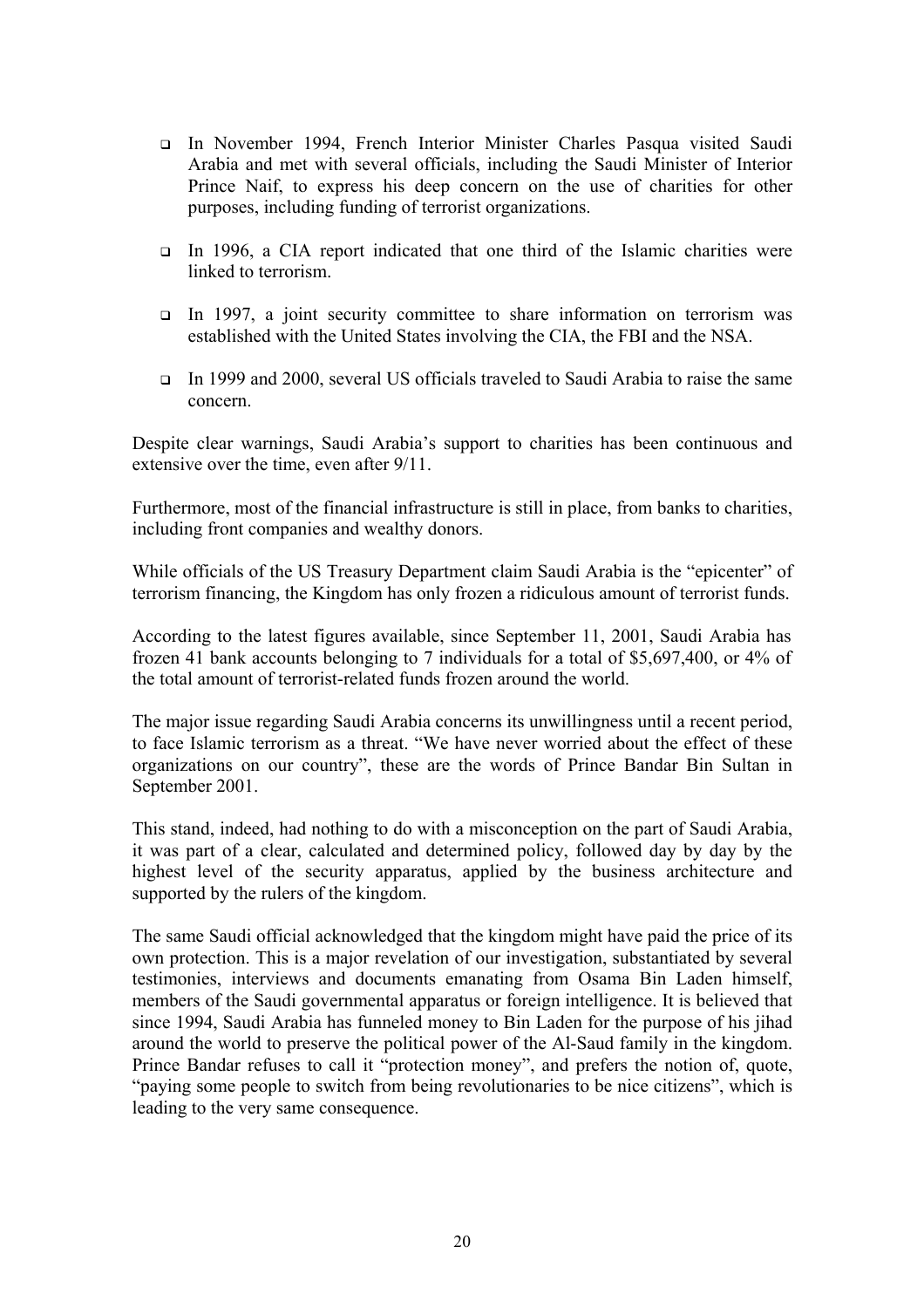- In November 1994, French Interior Minister Charles Pasqua visited Saudi Arabia and met with several officials, including the Saudi Minister of Interior Prince Naif, to express his deep concern on the use of charities for other purposes, including funding of terrorist organizations.

- In 1996, a CIA report indicated that one third of the Islamic charities were linked to terrorism.

- In 1997, a joint security committee to share information on terrorism was established with the United States involving the CIA, the FBI and the NSA.

- In 1999 and 2000, several US officials traveled to Saudi Arabia to raise the same concern.

Despite clear warnings, Saudi Arabia's support to charities has been continuous and extensive over the time, even after 9/11.

Furthermore, most of the financial infrastructure is still in place, from banks to charities, including front companies and wealthy donors.

While officials of the US Treasury Department claim Saudi Arabia is the "epicenter" of terrorism financing, the Kingdom has only frozen a ridiculous amount of terrorist funds.

According to the latest figures available, since September 11, 2001, Saudi Arabia has frozen 41 bank accounts belonging to 7 individuals for a total of $5,697,400, or 4% of the total amount of terrorist-related funds frozen around the world.

The major issue regarding Saudi Arabia concerns its unwillingness until a recent period, to face Islamic terrorism as a threat. "We have never worried about the effect of these organizations on our country", these are the words of Prince Bandar Bin Sultan in September 2001.

This stand, indeed, had nothing to do with a misconception on the part of Saudi Arabia, it was part of a clear, calculated and determined policy, followed day by day by the highest level of the security apparatus, applied by the business architecture and supported by the rulers of the kingdom.

The same Saudi official acknowledged that the kingdom might have paid the price of its own protection. This is a major revelation of our investigation, substantiated by several testimonies, interviews and documents emanating from Osama Bin Laden himself, members of the Saudi governmental apparatus or foreign intelligence. It is believed that since 1994, Saudi Arabia has funneled money to Bin Laden for the purpose of his jihad around the world to preserve the political power of the Al-Saud family in the kingdom. Prince Bandar refuses to call it "protection money", and prefers the notion of, quote, "paying some people to switch from being revolutionaries to be nice citizens", which is leading to the very same consequence.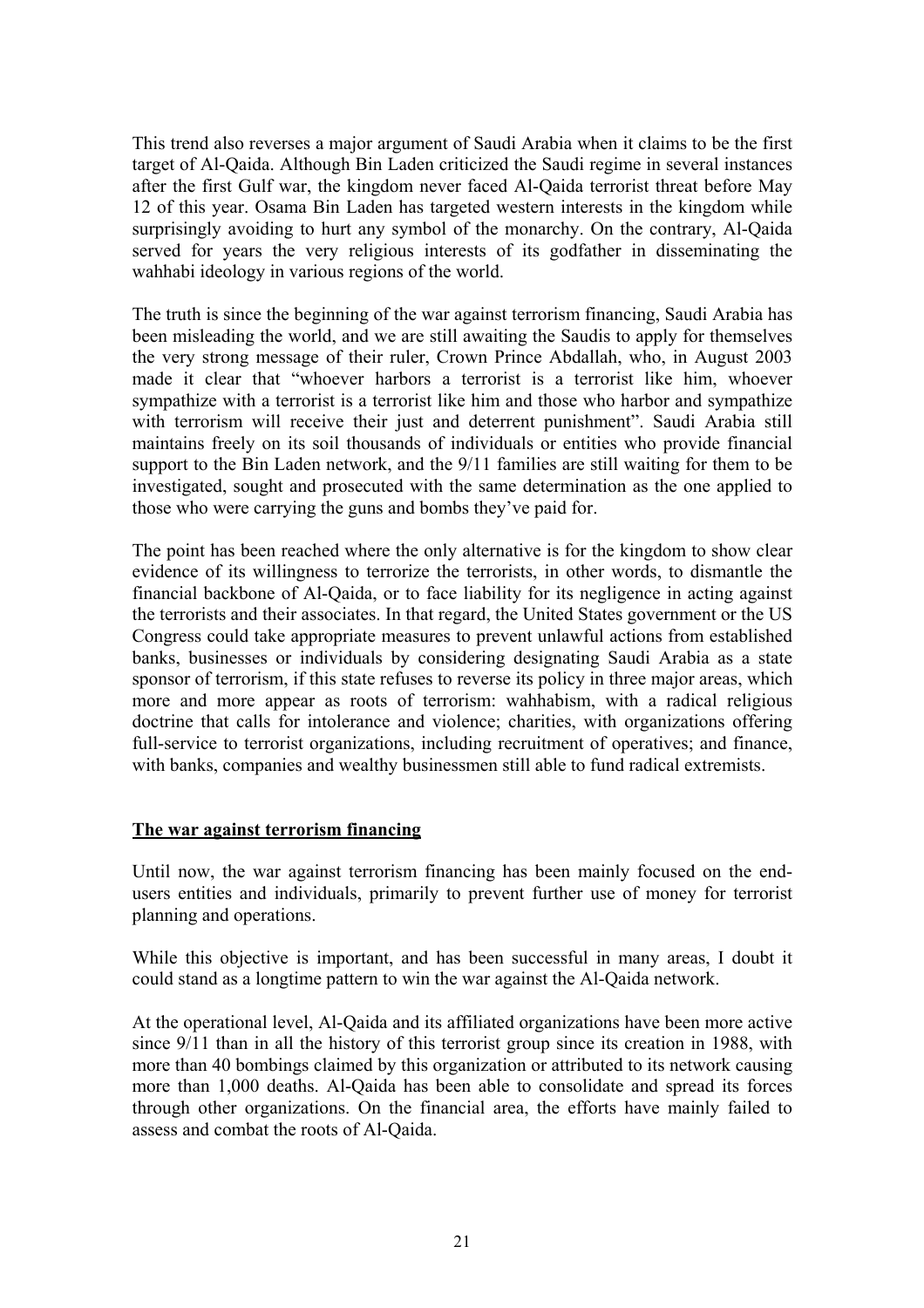This trend also reverses a major argument of Saudi Arabia when it claims to be the first target of Al-Qaida. Although Bin Laden criticized the Saudi regime in several instances after the first Gulf war, the kingdom never faced Al-Qaida terrorist threat before May 12 of this year. Osama Bin Laden has targeted western interests in the kingdom while surprisingly avoiding to hurt any symbol of the monarchy. On the contrary, Al-Qaida served for years the very religious interests of its godfather in disseminating the wahhabi ideology in various regions of the world.

The truth is since the beginning of the war against terrorism financing, Saudi Arabia has been misleading the world, and we are still awaiting the Saudis to apply for themselves the very strong message of their ruler, Crown Prince Abdallah, who, in August 2003 made it clear that "whoever harbors a terrorist is a terrorist like him, whoever sympathize with a terrorist is a terrorist like him and those who harbor and sympathize with terrorism will receive their just and deterrent punishment". Saudi Arabia still maintains freely on its soil thousands of individuals or entities who provide financial support to the Bin Laden network, and the 9/11 families are still waiting for them to be investigated, sought and prosecuted with the same determination as the one applied to those who were carrying the guns and bombs they've paid for.

The point has been reached where the only alternative is for the kingdom to show clear evidence of its willingness to terrorize the terrorists, in other words, to dismantle the financial backbone of Al-Qaida, or to face liability for its negligence in acting against the terrorists and their associates. In that regard, the United States government or the US Congress could take appropriate measures to prevent unlawful actions from established banks, businesses or individuals by considering designating Saudi Arabia as a state sponsor of terrorism, if this state refuses to reverse its policy in three major areas, which more and more appear as roots of terrorism: wahhabism, with a radical religious doctrine that calls for intolerance and violence; charities, with organizations offering full-service to terrorist organizations, including recruitment of operatives; and finance, with banks, companies and wealthy businessmen still able to fund radical extremists.

## The war against terrorism financing

Until now, the war against terrorism financing has been mainly focused on the end-users entities and individuals, primarily to prevent further use of money for terrorist planning and operations.

While this objective is important, and has been successful in many areas, I doubt it could stand as a longtime pattern to win the war against the Al-Qaida network.

At the operational level, Al-Qaida and its affiliated organizations have been more active since 9/11 than in all the history of this terrorist group since its creation in 1988, with more than 40 bombings claimed by this organization or attributed to its network causing more than 1,000 deaths. Al-Qaida has been able to consolidate and spread its forces through other organizations. On the financial area, the efforts have mainly failed to assess and combat the roots of Al-Qaida.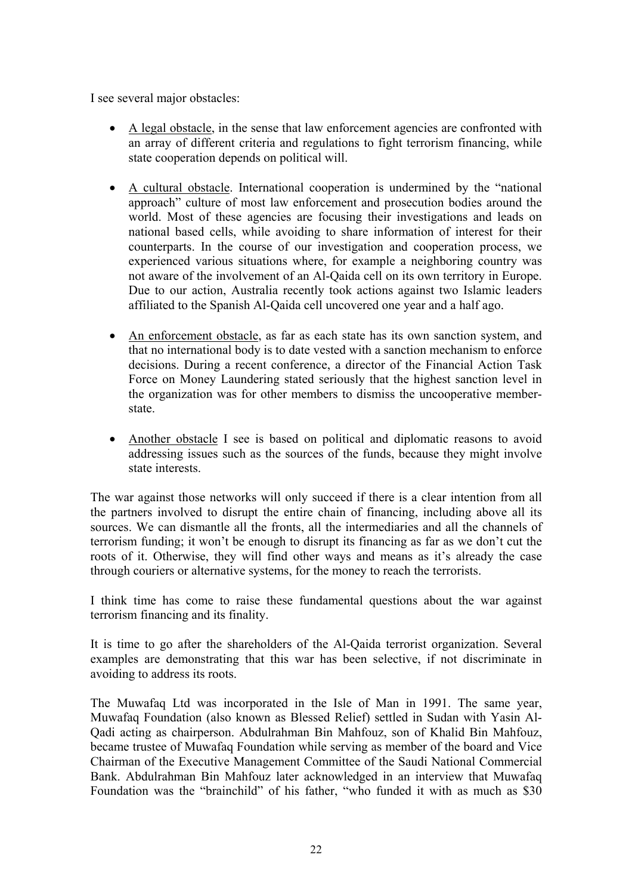I see several major obstacles:

- <u>A legal obstacle</u>, in the sense that law enforcement agencies are confronted with an array of different criteria and regulations to fight terrorism financing, while state cooperation depends on political will.

- <u>A cultural obstacle</u>. International cooperation is undermined by the "national approach" culture of most law enforcement and prosecution bodies around the world. Most of these agencies are focusing their investigations and leads on national based cells, while avoiding to share information of interest for their counterparts. In the course of our investigation and cooperation process, we experienced various situations where, for example a neighboring country was not aware of the involvement of an Al-Qaida cell on its own territory in Europe. Due to our action, Australia recently took actions against two Islamic leaders affiliated to the Spanish Al-Qaida cell uncovered one year and a half ago.

- <u>An enforcement obstacle</u>, as far as each state has its own sanction system, and that no international body is to date vested with a sanction mechanism to enforce decisions. During a recent conference, a director of the Financial Action Task Force on Money Laundering stated seriously that the highest sanction level in the organization was for other members to dismiss the uncooperative member-state.

- <u>Another obstacle</u> I see is based on political and diplomatic reasons to avoid addressing issues such as the sources of the funds, because they might involve state interests.

The war against those networks will only succeed if there is a clear intention from all the partners involved to disrupt the entire chain of financing, including above all its sources. We can dismantle all the fronts, all the intermediaries and all the channels of terrorism funding; it won't be enough to disrupt its financing as far as we don't cut the roots of it. Otherwise, they will find other ways and means as it's already the case through couriers or alternative systems, for the money to reach the terrorists.

I think time has come to raise these fundamental questions about the war against terrorism financing and its finality.

It is time to go after the shareholders of the Al-Qaida terrorist organization. Several examples are demonstrating that this war has been selective, if not discriminate in avoiding to address its roots.

The Muwafaq Ltd was incorporated in the Isle of Man in 1991. The same year, Muwafaq Foundation (also known as Blessed Relief) settled in Sudan with Yasin Al-Qadi acting as chairperson. Abdulrahman Bin Mahfouz, son of Khalid Bin Mahfouz, became trustee of Muwafaq Foundation while serving as member of the board and Vice Chairman of the Executive Management Committee of the Saudi National Commercial Bank. Abdulrahman Bin Mahfouz later acknowledged in an interview that Muwafaq Foundation was the "brainchild" of his father, "who funded it with as much as $30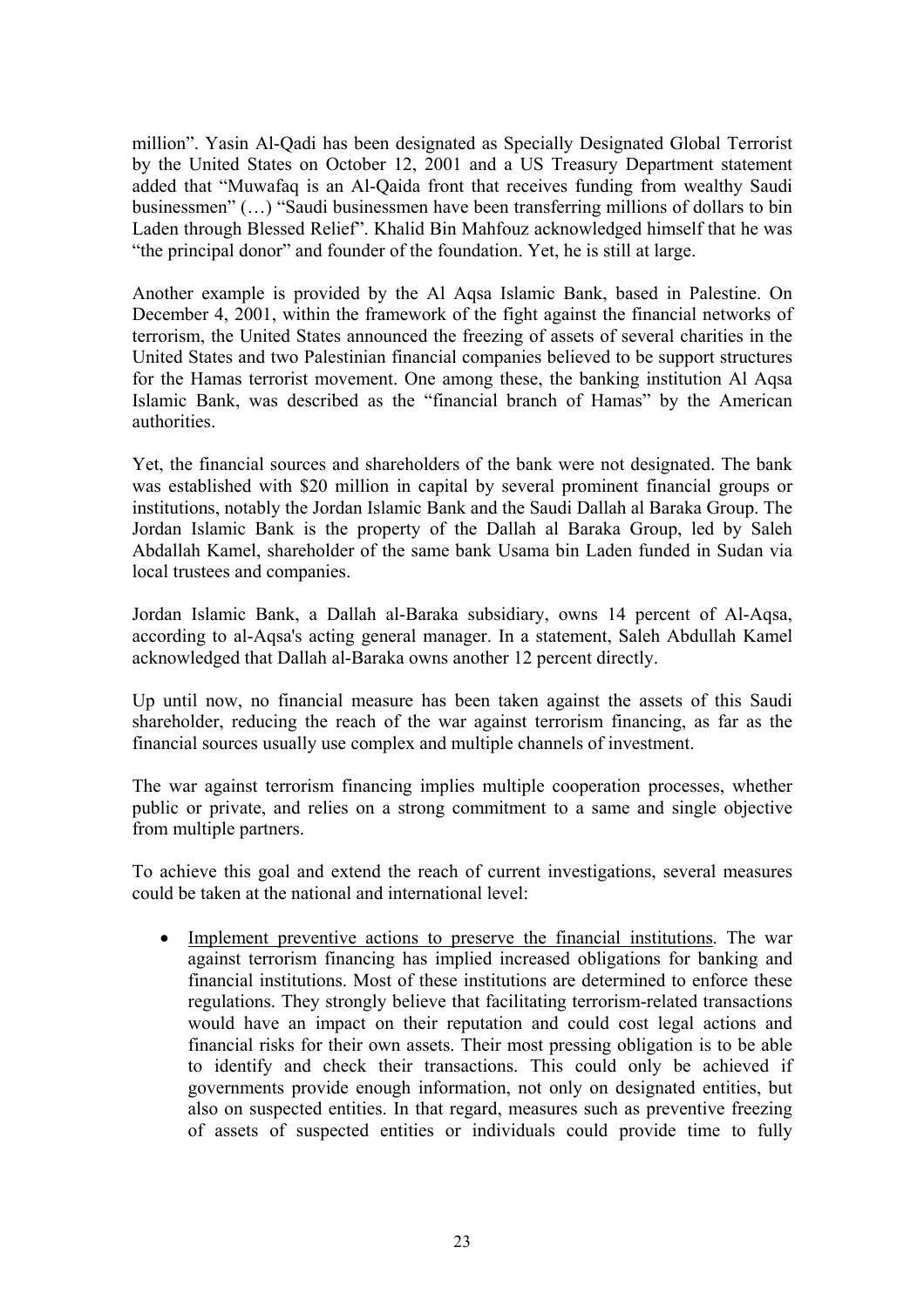million". Yasin Al-Qadi has been designated as Specially Designated Global Terrorist by the United States on October 12, 2001 and a US Treasury Department statement added that "Muwafaq is an Al-Qaida front that receives funding from wealthy Saudi businessmen" (…) "Saudi businessmen have been transferring millions of dollars to bin Laden through Blessed Relief". Khalid Bin Mahfouz acknowledged himself that he was "the principal donor" and founder of the foundation. Yet, he is still at large.

Another example is provided by the Al Aqsa Islamic Bank, based in Palestine. On December 4, 2001, within the framework of the fight against the financial networks of terrorism, the United States announced the freezing of assets of several charities in the United States and two Palestinian financial companies believed to be support structures for the Hamas terrorist movement. One among these, the banking institution Al Aqsa Islamic Bank, was described as the "financial branch of Hamas" by the American authorities.

Yet, the financial sources and shareholders of the bank were not designated. The bank was established with \$20 million in capital by several prominent financial groups or institutions, notably the Jordan Islamic Bank and the Saudi Dallah al Baraka Group. The Jordan Islamic Bank is the property of the Dallah al Baraka Group, led by Saleh Abdallah Kamel, shareholder of the same bank Usama bin Laden funded in Sudan via local trustees and companies.

Jordan Islamic Bank, a Dallah al-Baraka subsidiary, owns 14 percent of Al-Aqsa, according to al-Aqsa's acting general manager. In a statement, Saleh Abdullah Kamel acknowledged that Dallah al-Baraka owns another 12 percent directly.

Up until now, no financial measure has been taken against the assets of this Saudi shareholder, reducing the reach of the war against terrorism financing, as far as the financial sources usually use complex and multiple channels of investment.

The war against terrorism financing implies multiple cooperation processes, whether public or private, and relies on a strong commitment to a same and single objective from multiple partners.

To achieve this goal and extend the reach of current investigations, several measures could be taken at the national and international level:

- <u>Implement preventive actions to preserve the financial institutions</u>. The war against terrorism financing has implied increased obligations for banking and financial institutions. Most of these institutions are determined to enforce these regulations. They strongly believe that facilitating terrorism-related transactions would have an impact on their reputation and could cost legal actions and financial risks for their own assets. Their most pressing obligation is to be able to identify and check their transactions. This could only be achieved if governments provide enough information, not only on designated entities, but also on suspected entities. In that regard, measures such as preventive freezing of assets of suspected entities or individuals could provide time to fully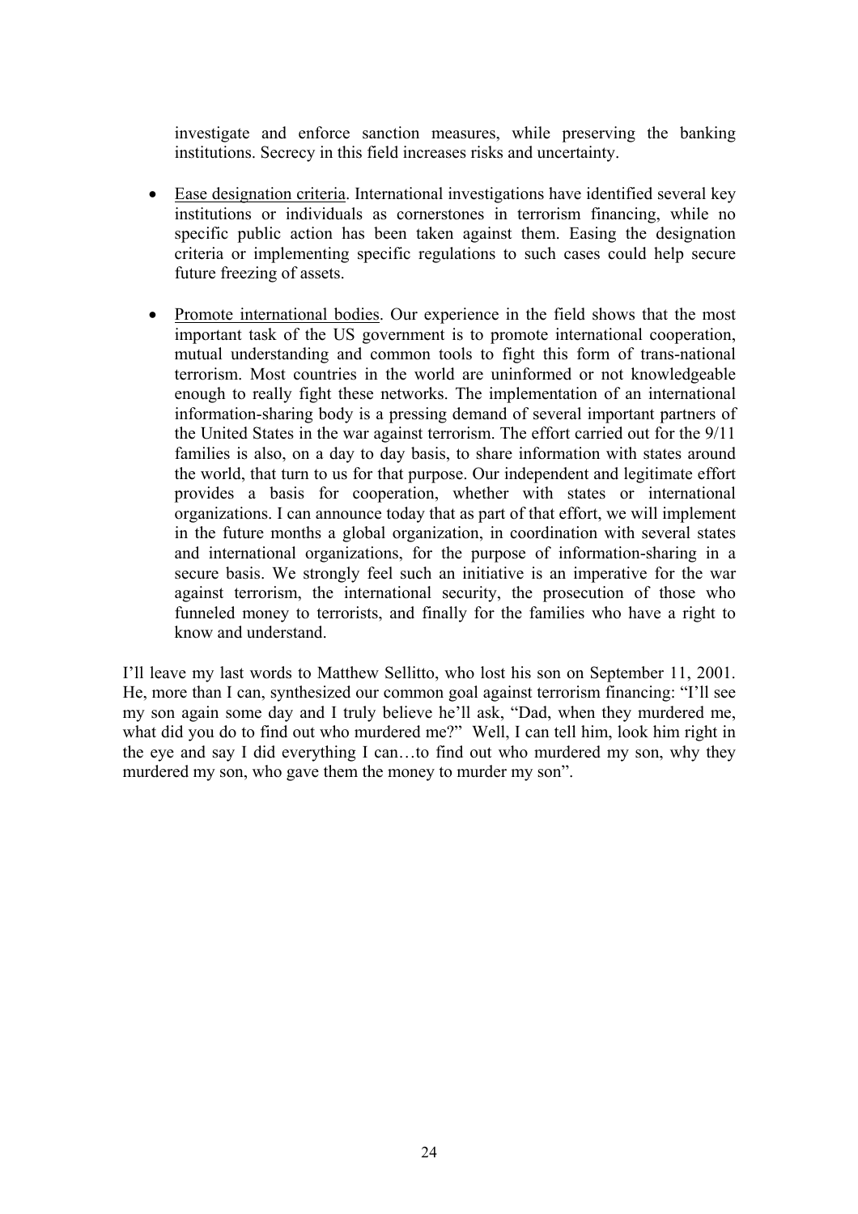investigate and enforce sanction measures, while preserving the banking institutions. Secrecy in this field increases risks and uncertainty.

- <u>Ease designation criteria</u>. International investigations have identified several key institutions or individuals as cornerstones in terrorism financing, while no specific public action has been taken against them. Easing the designation criteria or implementing specific regulations to such cases could help secure future freezing of assets.

- <u>Promote international bodies</u>. Our experience in the field shows that the most important task of the US government is to promote international cooperation, mutual understanding and common tools to fight this form of trans-national terrorism. Most countries in the world are uninformed or not knowledgeable enough to really fight these networks. The implementation of an international information-sharing body is a pressing demand of several important partners of the United States in the war against terrorism. The effort carried out for the 9/11 families is also, on a day to day basis, to share information with states around the world, that turn to us for that purpose. Our independent and legitimate effort provides a basis for cooperation, whether with states or international organizations. I can announce today that as part of that effort, we will implement in the future months a global organization, in coordination with several states and international organizations, for the purpose of information-sharing in a secure basis. We strongly feel such an initiative is an imperative for the war against terrorism, the international security, the prosecution of those who funneled money to terrorists, and finally for the families who have a right to know and understand.

I'll leave my last words to Matthew Sellitto, who lost his son on September 11, 2001. He, more than I can, synthesized our common goal against terrorism financing: "I'll see my son again some day and I truly believe he'll ask, "Dad, when they murdered me, what did you do to find out who murdered me?" Well, I can tell him, look him right in the eye and say I did everything I can…to find out who murdered my son, why they murdered my son, who gave them the money to murder my son".